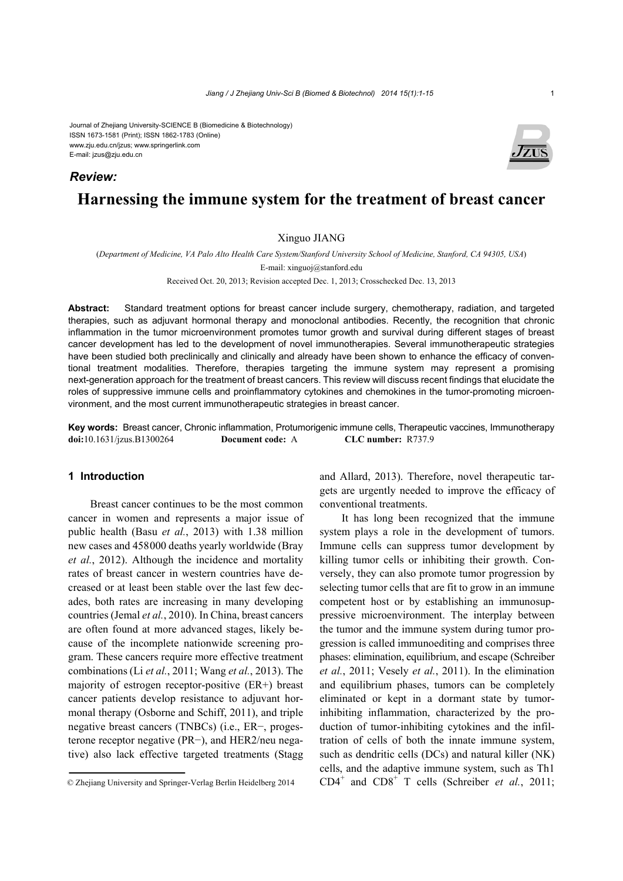Journal of Zhejiang University-SCIENCE B (Biomedicine & Biotechnology)
ISSN 1673-1581 (Print); ISSN 1862-1783 (Online)
www.zju.edu.cn/jzus; www.springerlink.com
E-mail: jzus@zju.edu.cn

***Review:***

# Harnessing the immune system for the treatment of breast cancer

Xinguo JIANG

(*Department of Medicine, VA Palo Alto Health Care System/Stanford University School of Medicine, Stanford, CA 94305, USA*)

E-mail: xinguoj@stanford.edu

Received Oct. 20, 2013; Revision accepted Dec. 1, 2013; Crosschecked Dec. 13, 2013

**Abstract:** Standard treatment options for breast cancer include surgery, chemotherapy, radiation, and targeted therapies, such as adjuvant hormonal therapy and monoclonal antibodies. Recently, the recognition that chronic inflammation in the tumor microenvironment promotes tumor growth and survival during different stages of breast cancer development has led to the development of novel immunotherapies. Several immunotherapeutic strategies have been studied both preclinically and clinically and already have been shown to enhance the efficacy of conventional treatment modalities. Therefore, therapies targeting the immune system may represent a promising next-generation approach for the treatment of breast cancers. This review will discuss recent findings that elucidate the roles of suppressive immune cells and proinflammatory cytokines and chemokines in the tumor-promoting microenvironment, and the most current immunotherapeutic strategies in breast cancer.

**Key words:** Breast cancer, Chronic inflammation, Protumorigenic immune cells, Therapeutic vaccines, Immunotherapy
**doi:**10.1631/jzus.B1300264 **Document code:** A **CLC number:** R737.9

## 1 Introduction

Breast cancer continues to be the most common cancer in women and represents a major issue of public health (Basu *et al.*, 2013) with 1.38 million new cases and 458000 deaths yearly worldwide (Bray *et al.*, 2012). Although the incidence and mortality rates of breast cancer in western countries have decreased or at least been stable over the last few decades, both rates are increasing in many developing countries (Jemal *et al.*, 2010). In China, breast cancers are often found at more advanced stages, likely because of the incomplete nationwide screening program. These cancers require more effective treatment combinations (Li *et al.*, 2011; Wang *et al.*, 2013). The majority of estrogen receptor-positive (ER+) breast cancer patients develop resistance to adjuvant hormonal therapy (Osborne and Schiff, 2011), and triple negative breast cancers (TNBCs) (i.e., ER−, progesterone receptor negative (PR−), and HER2/neu negative) also lack effective targeted treatments (Stagg and Allard, 2013). Therefore, novel therapeutic targets are urgently needed to improve the efficacy of conventional treatments.

It has long been recognized that the immune system plays a role in the development of tumors. Immune cells can suppress tumor development by killing tumor cells or inhibiting their growth. Conversely, they can also promote tumor progression by selecting tumor cells that are fit to grow in an immune competent host or by establishing an immunosuppressive microenvironment. The interplay between the tumor and the immune system during tumor progression is called immunoediting and comprises three phases: elimination, equilibrium, and escape (Schreiber *et al.*, 2011; Vesely *et al.*, 2011). In the elimination and equilibrium phases, tumors can be completely eliminated or kept in a dormant state by tumor-inhibiting inflammation, characterized by the production of tumor-inhibiting cytokines and the infiltration of cells of both the innate immune system, such as dendritic cells (DCs) and natural killer (NK) cells, and the adaptive immune system, such as Th1 $CD4^+$ and $CD8^+$ T cells (Schreiber *et al.*, 2011;

© Zhejiang University and Springer-Verlag Berlin Heidelberg 2014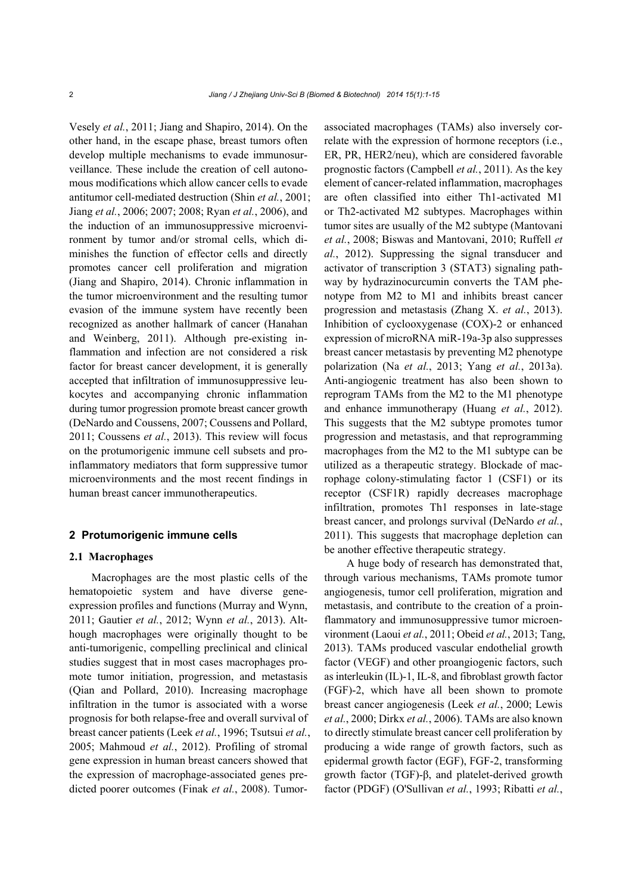Vesely *et al.*, 2011; Jiang and Shapiro, 2014). On the other hand, in the escape phase, breast tumors often develop multiple mechanisms to evade immunosurveillance. These include the creation of cell autonomous modifications which allow cancer cells to evade antitumor cell-mediated destruction (Shin *et al.*, 2001; Jiang *et al.*, 2006; 2007; 2008; Ryan *et al.*, 2006), and the induction of an immunosuppressive microenvironment by tumor and/or stromal cells, which diminishes the function of effector cells and directly promotes cancer cell proliferation and migration (Jiang and Shapiro, 2014). Chronic inflammation in the tumor microenvironment and the resulting tumor evasion of the immune system have recently been recognized as another hallmark of cancer (Hanahan and Weinberg, 2011). Although pre-existing inflammation and infection are not considered a risk factor for breast cancer development, it is generally accepted that infiltration of immunosuppressive leukocytes and accompanying chronic inflammation during tumor progression promote breast cancer growth (DeNardo and Coussens, 2007; Coussens and Pollard, 2011; Coussens *et al.*, 2013). This review will focus on the protumorigenic immune cell subsets and proinflammatory mediators that form suppressive tumor microenvironments and the most recent findings in human breast cancer immunotherapeutics.

## 2 Protumorigenic immune cells

### 2.1 Macrophages

Macrophages are the most plastic cells of the hematopoietic system and have diverse gene-expression profiles and functions (Murray and Wynn, 2011; Gautier *et al.*, 2012; Wynn *et al.*, 2013). Although macrophages were originally thought to be anti-tumorigenic, compelling preclinical and clinical studies suggest that in most cases macrophages promote tumor initiation, progression, and metastasis (Qian and Pollard, 2010). Increasing macrophage infiltration in the tumor is associated with a worse prognosis for both relapse-free and overall survival of breast cancer patients (Leek *et al.*, 1996; Tsutsui *et al.*, 2005; Mahmoud *et al.*, 2012). Profiling of stromal gene expression in human breast cancers showed that the expression of macrophage-associated genes predicted poorer outcomes (Finak *et al.*, 2008). Tumor-associated macrophages (TAMs) also inversely correlate with the expression of hormone receptors (i.e., ER, PR, HER2/neu), which are considered favorable prognostic factors (Campbell *et al.*, 2011). As the key element of cancer-related inflammation, macrophages are often classified into either Th1-activated M1 or Th2-activated M2 subtypes. Macrophages within tumor sites are usually of the M2 subtype (Mantovani *et al.*, 2008; Biswas and Mantovani, 2010; Ruffell *et al.*, 2012). Suppressing the signal transducer and activator of transcription 3 (STAT3) signaling pathway by hydrazinocurcumin converts the TAM phenotype from M2 to M1 and inhibits breast cancer progression and metastasis (Zhang X. *et al.*, 2013). Inhibition of cyclooxygenase (COX)-2 or enhanced expression of microRNA miR-19a-3p also suppresses breast cancer metastasis by preventing M2 phenotype polarization (Na *et al.*, 2013; Yang *et al.*, 2013a). Anti-angiogenic treatment has also been shown to reprogram TAMs from the M2 to the M1 phenotype and enhance immunotherapy (Huang *et al.*, 2012). This suggests that the M2 subtype promotes tumor progression and metastasis, and that reprogramming macrophages from the M2 to the M1 subtype can be utilized as a therapeutic strategy. Blockade of macrophage colony-stimulating factor 1 (CSF1) or its receptor (CSF1R) rapidly decreases macrophage infiltration, promotes Th1 responses in late-stage breast cancer, and prolongs survival (DeNardo *et al.*, 2011). This suggests that macrophage depletion can be another effective therapeutic strategy.

A huge body of research has demonstrated that, through various mechanisms, TAMs promote tumor angiogenesis, tumor cell proliferation, migration and metastasis, and contribute to the creation of a proinflammatory and immunosuppressive tumor microenvironment (Laoui *et al.*, 2011; Obeid *et al.*, 2013; Tang, 2013). TAMs produced vascular endothelial growth factor (VEGF) and other proangiogenic factors, such as interleukin (IL)-1, IL-8, and fibroblast growth factor (FGF)-2, which have all been shown to promote breast cancer angiogenesis (Leek *et al.*, 2000; Lewis *et al.*, 2000; Dirkx *et al.*, 2006). TAMs are also known to directly stimulate breast cancer cell proliferation by producing a wide range of growth factors, such as epidermal growth factor (EGF), FGF-2, transforming growth factor (TGF)-β, and platelet-derived growth factor (PDGF) (O'Sullivan *et al.*, 1993; Ribatti *et al.*,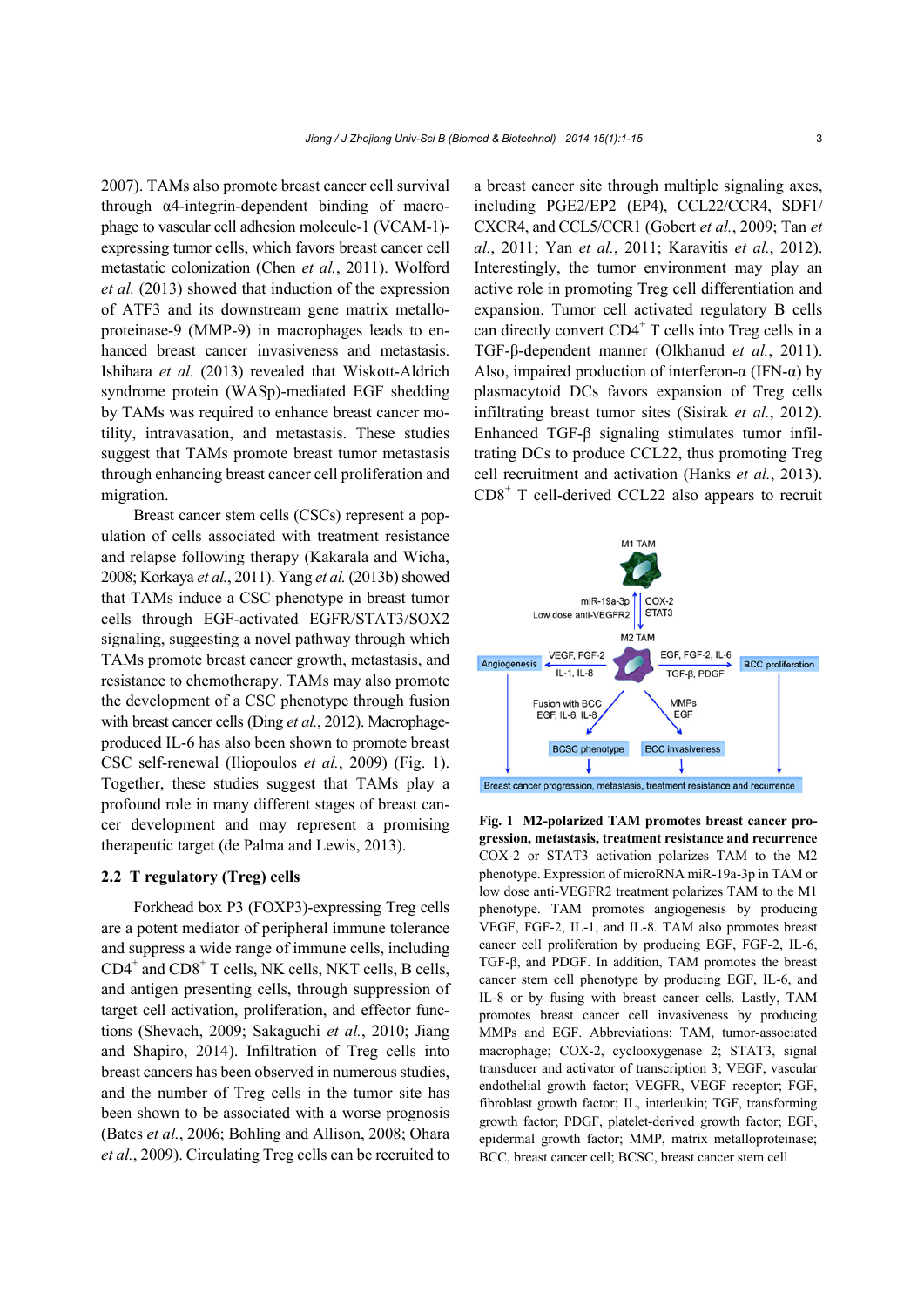2007). TAMs also promote breast cancer cell survival through α4-integrin-dependent binding of macrophage to vascular cell adhesion molecule-1 (VCAM-1)-expressing tumor cells, which favors breast cancer cell metastatic colonization (Chen *et al.*, 2011). Wolford *et al.* (2013) showed that induction of the expression of ATF3 and its downstream gene matrix metalloproteinase-9 (MMP-9) in macrophages leads to enhanced breast cancer invasiveness and metastasis. Ishihara *et al.* (2013) revealed that Wiskott-Aldrich syndrome protein (WASp)-mediated EGF shedding by TAMs was required to enhance breast cancer motility, intravasation, and metastasis. These studies suggest that TAMs promote breast tumor metastasis through enhancing breast cancer cell proliferation and migration.

Breast cancer stem cells (CSCs) represent a population of cells associated with treatment resistance and relapse following therapy (Kakarala and Wicha, 2008; Korkaya *et al.*, 2011). Yang *et al.* (2013b) showed that TAMs induce a CSC phenotype in breast tumor cells through EGF-activated EGFR/STAT3/SOX2 signaling, suggesting a novel pathway through which TAMs promote breast cancer growth, metastasis, and resistance to chemotherapy. TAMs may also promote the development of a CSC phenotype through fusion with breast cancer cells (Ding *et al.*, 2012). Macrophage-produced IL-6 has also been shown to promote breast CSC self-renewal (Iliopoulos *et al.*, 2009) (Fig. 1). Together, these studies suggest that TAMs play a profound role in many different stages of breast cancer development and may represent a promising therapeutic target (de Palma and Lewis, 2013).

### 2.2 T regulatory (Treg) cells

Forkhead box P3 (FOXP3)-expressing Treg cells are a potent mediator of peripheral immune tolerance and suppress a wide range of immune cells, including $CD4^+$ and $CD8^+$ T cells, NK cells, NKT cells, B cells, and antigen presenting cells, through suppression of target cell activation, proliferation, and effector functions (Shevach, 2009; Sakaguchi *et al.*, 2010; Jiang and Shapiro, 2014). Infiltration of Treg cells into breast cancers has been observed in numerous studies, and the number of Treg cells in the tumor site has been shown to be associated with a worse prognosis (Bates *et al.*, 2006; Bohling and Allison, 2008; Ohara *et al.*, 2009). Circulating Treg cells can be recruited to a breast cancer site through multiple signaling axes, including PGE2/EP2 (EP4), CCL22/CCR4, SDF1/CXCR4, and CCL5/CCR1 (Gobert *et al.*, 2009; Tan *et al.*, 2011; Yan *et al.*, 2011; Karavitis *et al.*, 2012). Interestingly, the tumor environment may play an active role in promoting Treg cell differentiation and expansion. Tumor cell activated regulatory B cells can directly convert $CD4^+$ T cells into Treg cells in a TGF-β-dependent manner (Olkhanud *et al.*, 2011). Also, impaired production of interferon-α (IFN-α) by plasmacytoid DCs favors expansion of Treg cells infiltrating breast tumor sites (Sisirak *et al.*, 2012). Enhanced TGF-β signaling stimulates tumor infiltrating DCs to produce CCL22, thus promoting Treg cell recruitment and activation (Hanks *et al.*, 2013). $CD8^+$ T cell-derived CCL22 also appears to recruit

**Fig. 1 M2-polarized TAM promotes breast cancer progression, metastasis, treatment resistance and recurrence**
COX-2 or STAT3 activation polarizes TAM to the M2 phenotype. Expression of microRNA miR-19a-3p in TAM or low dose anti-VEGFR2 treatment polarizes TAM to the M1 phenotype. TAM promotes angiogenesis by producing VEGF, FGF-2, IL-1, and IL-8. TAM also promotes breast cancer cell proliferation by producing EGF, FGF-2, IL-6, TGF-β, and PDGF. In addition, TAM promotes the breast cancer stem cell phenotype by producing EGF, IL-6, and IL-8 or by fusing with breast cancer cells. Lastly, TAM promotes breast cancer cell invasiveness by producing MMPs and EGF. Abbreviations: TAM, tumor-associated macrophage; COX-2, cyclooxygenase 2; STAT3, signal transducer and activator of transcription 3; VEGF, vascular endothelial growth factor; VEGFR, VEGF receptor; FGF, fibroblast growth factor; IL, interleukin; TGF, transforming growth factor; PDGF, platelet-derived growth factor; EGF, epidermal growth factor; MMP, matrix metalloproteinase; BCC, breast cancer cell; BCSC, breast cancer stem cell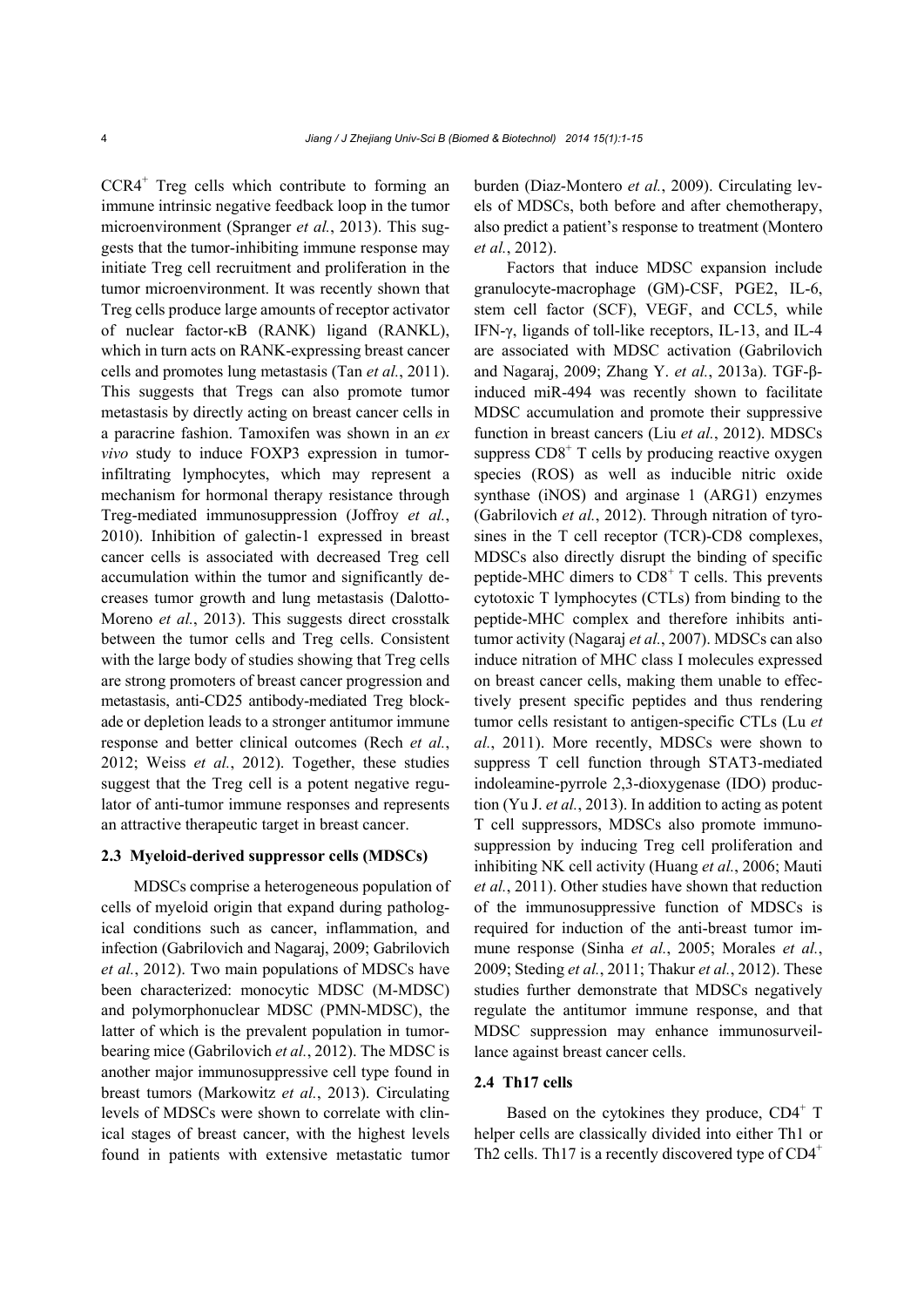$CCR4^+$ Treg cells which contribute to forming an immune intrinsic negative feedback loop in the tumor microenvironment (Spranger *et al.*, 2013). This suggests that the tumor-inhibiting immune response may initiate Treg cell recruitment and proliferation in the tumor microenvironment. It was recently shown that Treg cells produce large amounts of receptor activator of nuclear factor-κB (RANK) ligand (RANKL), which in turn acts on RANK-expressing breast cancer cells and promotes lung metastasis (Tan *et al.*, 2011). This suggests that Tregs can also promote tumor metastasis by directly acting on breast cancer cells in a paracrine fashion. Tamoxifen was shown in an *ex vivo* study to induce FOXP3 expression in tumor-infiltrating lymphocytes, which may represent a mechanism for hormonal therapy resistance through Treg-mediated immunosuppression (Joffroy *et al.*, 2010). Inhibition of galectin-1 expressed in breast cancer cells is associated with decreased Treg cell accumulation within the tumor and significantly decreases tumor growth and lung metastasis (Dalotto-Moreno *et al.*, 2013). This suggests direct crosstalk between the tumor cells and Treg cells. Consistent with the large body of studies showing that Treg cells are strong promoters of breast cancer progression and metastasis, anti-CD25 antibody-mediated Treg blockade or depletion leads to a stronger antitumor immune response and better clinical outcomes (Rech *et al.*, 2012; Weiss *et al.*, 2012). Together, these studies suggest that the Treg cell is a potent negative regulator of anti-tumor immune responses and represents an attractive therapeutic target in breast cancer.

### 2.3 Myeloid-derived suppressor cells (MDSCs)

MDSCs comprise a heterogeneous population of cells of myeloid origin that expand during pathological conditions such as cancer, inflammation, and infection (Gabrilovich and Nagaraj, 2009; Gabrilovich *et al.*, 2012). Two main populations of MDSCs have been characterized: monocytic MDSC (M-MDSC) and polymorphonuclear MDSC (PMN-MDSC), the latter of which is the prevalent population in tumor-bearing mice (Gabrilovich *et al.*, 2012). The MDSC is another major immunosuppressive cell type found in breast tumors (Markowitz *et al.*, 2013). Circulating levels of MDSCs were shown to correlate with clinical stages of breast cancer, with the highest levels found in patients with extensive metastatic tumor burden (Diaz-Montero *et al.*, 2009). Circulating levels of MDSCs, both before and after chemotherapy, also predict a patient's response to treatment (Montero *et al.*, 2012).

Factors that induce MDSC expansion include granulocyte-macrophage (GM)-CSF, PGE2, IL-6, stem cell factor (SCF), VEGF, and CCL5, while IFN-γ, ligands of toll-like receptors, IL-13, and IL-4 are associated with MDSC activation (Gabrilovich and Nagaraj, 2009; Zhang Y. *et al.*, 2013a). TGF-β-induced miR-494 was recently shown to facilitate MDSC accumulation and promote their suppressive function in breast cancers (Liu *et al.*, 2012). MDSCs suppress $CD8^+$ T cells by producing reactive oxygen species (ROS) as well as inducible nitric oxide synthase (iNOS) and arginase 1 (ARG1) enzymes (Gabrilovich *et al.*, 2012). Through nitration of tyrosines in the T cell receptor (TCR)-CD8 complexes, MDSCs also directly disrupt the binding of specific peptide-MHC dimers to $CD8^+$ T cells. This prevents cytotoxic T lymphocytes (CTLs) from binding to the peptide-MHC complex and therefore inhibits antitumor activity (Nagaraj *et al.*, 2007). MDSCs can also induce nitration of MHC class I molecules expressed on breast cancer cells, making them unable to effectively present specific peptides and thus rendering tumor cells resistant to antigen-specific CTLs (Lu *et al.*, 2011). More recently, MDSCs were shown to suppress T cell function through STAT3-mediated indoleamine-pyrrole 2,3-dioxygenase (IDO) production (Yu J. *et al.*, 2013). In addition to acting as potent T cell suppressors, MDSCs also promote immunosuppression by inducing Treg cell proliferation and inhibiting NK cell activity (Huang *et al.*, 2006; Mauti *et al.*, 2011). Other studies have shown that reduction of the immunosuppressive function of MDSCs is required for induction of the anti-breast tumor immune response (Sinha *et al.*, 2005; Morales *et al.*, 2009; Steding *et al.*, 2011; Thakur *et al.*, 2012). These studies further demonstrate that MDSCs negatively regulate the antitumor immune response, and that MDSC suppression may enhance immunosurveillance against breast cancer cells.

### 2.4 Th17 cells

Based on the cytokines they produce, $CD4^+$ T helper cells are classically divided into either Th1 or Th2 cells. Th17 is a recently discovered type of $CD4^+$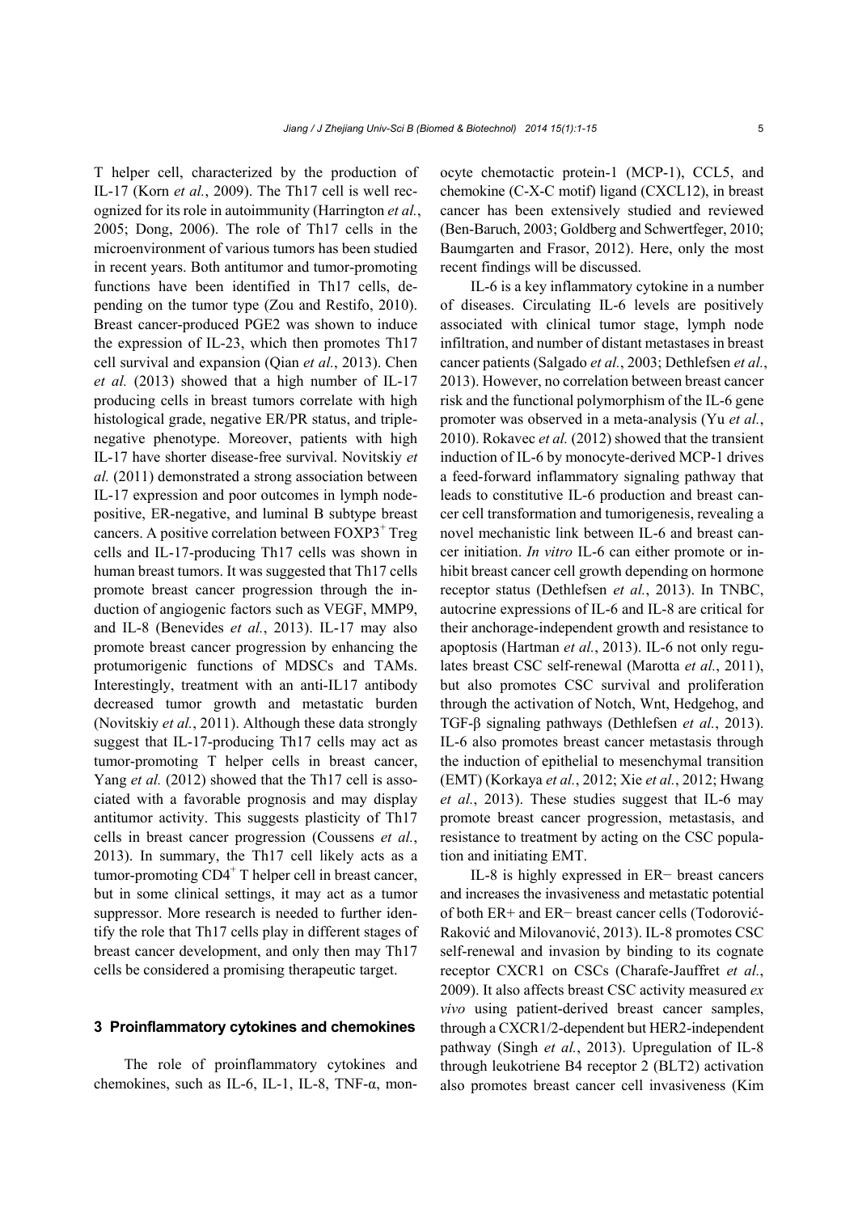T helper cell, characterized by the production of IL-17 (Korn *et al.*, 2009). The Th17 cell is well recognized for its role in autoimmunity (Harrington *et al.*, 2005; Dong, 2006). The role of Th17 cells in the microenvironment of various tumors has been studied in recent years. Both antitumor and tumor-promoting functions have been identified in Th17 cells, depending on the tumor type (Zou and Restifo, 2010). Breast cancer-produced PGE2 was shown to induce the expression of IL-23, which then promotes Th17 cell survival and expansion (Qian *et al.*, 2013). Chen *et al.* (2013) showed that a high number of IL-17 producing cells in breast tumors correlate with high histological grade, negative ER/PR status, and triple-negative phenotype. Moreover, patients with high IL-17 have shorter disease-free survival. Novitskiy *et al.* (2011) demonstrated a strong association between IL-17 expression and poor outcomes in lymph node-positive, ER-negative, and luminal B subtype breast cancers. A positive correlation between FOXP3$^+$ Treg cells and IL-17-producing Th17 cells was shown in human breast tumors. It was suggested that Th17 cells promote breast cancer progression through the induction of angiogenic factors such as VEGF, MMP9, and IL-8 (Benevides *et al.*, 2013). IL-17 may also promote breast cancer progression by enhancing the protumorigenic functions of MDSCs and TAMs. Interestingly, treatment with an anti-IL17 antibody decreased tumor growth and metastatic burden (Novitskiy *et al.*, 2011). Although these data strongly suggest that IL-17-producing Th17 cells may act as tumor-promoting T helper cells in breast cancer, Yang *et al.* (2012) showed that the Th17 cell is associated with a favorable prognosis and may display antitumor activity. This suggests plasticity of Th17 cells in breast cancer progression (Coussens *et al.*, 2013). In summary, the Th17 cell likely acts as a tumor-promoting CD4$^+$ T helper cell in breast cancer, but in some clinical settings, it may act as a tumor suppressor. More research is needed to further identify the role that Th17 cells play in different stages of breast cancer development, and only then may Th17 cells be considered a promising therapeutic target.

## 3 Proinflammatory cytokines and chemokines

The role of proinflammatory cytokines and chemokines, such as IL-6, IL-1, IL-8, TNF-α, monocyte chemotactic protein-1 (MCP-1), CCL5, and chemokine (C-X-C motif) ligand (CXCL12), in breast cancer has been extensively studied and reviewed (Ben-Baruch, 2003; Goldberg and Schwertfeger, 2010; Baumgarten and Frasor, 2012). Here, only the most recent findings will be discussed.

IL-6 is a key inflammatory cytokine in a number of diseases. Circulating IL-6 levels are positively associated with clinical tumor stage, lymph node infiltration, and number of distant metastases in breast cancer patients (Salgado *et al.*, 2003; Dethlefsen *et al.*, 2013). However, no correlation between breast cancer risk and the functional polymorphism of the IL-6 gene promoter was observed in a meta-analysis (Yu *et al.*, 2010). Rokavec *et al.* (2012) showed that the transient induction of IL-6 by monocyte-derived MCP-1 drives a feed-forward inflammatory signaling pathway that leads to constitutive IL-6 production and breast cancer cell transformation and tumorigenesis, revealing a novel mechanistic link between IL-6 and breast cancer initiation. *In vitro* IL-6 can either promote or inhibit breast cancer cell growth depending on hormone receptor status (Dethlefsen *et al.*, 2013). In TNBC, autocrine expressions of IL-6 and IL-8 are critical for their anchorage-independent growth and resistance to apoptosis (Hartman *et al.*, 2013). IL-6 not only regulates breast CSC self-renewal (Marotta *et al.*, 2011), but also promotes CSC survival and proliferation through the activation of Notch, Wnt, Hedgehog, and TGF-β signaling pathways (Dethlefsen *et al.*, 2013). IL-6 also promotes breast cancer metastasis through the induction of epithelial to mesenchymal transition (EMT) (Korkaya *et al.*, 2012; Xie *et al.*, 2012; Hwang *et al.*, 2013). These studies suggest that IL-6 may promote breast cancer progression, metastasis, and resistance to treatment by acting on the CSC population and initiating EMT.

IL-8 is highly expressed in ER− breast cancers and increases the invasiveness and metastatic potential of both ER+ and ER− breast cancer cells (Todorović-Raković and Milovanović, 2013). IL-8 promotes CSC self-renewal and invasion by binding to its cognate receptor CXCR1 on CSCs (Charafe-Jauffret *et al.*, 2009). It also affects breast CSC activity measured *ex vivo* using patient-derived breast cancer samples, through a CXCR1/2-dependent but HER2-independent pathway (Singh *et al.*, 2013). Upregulation of IL-8 through leukotriene B4 receptor 2 (BLT2) activation also promotes breast cancer cell invasiveness (Kim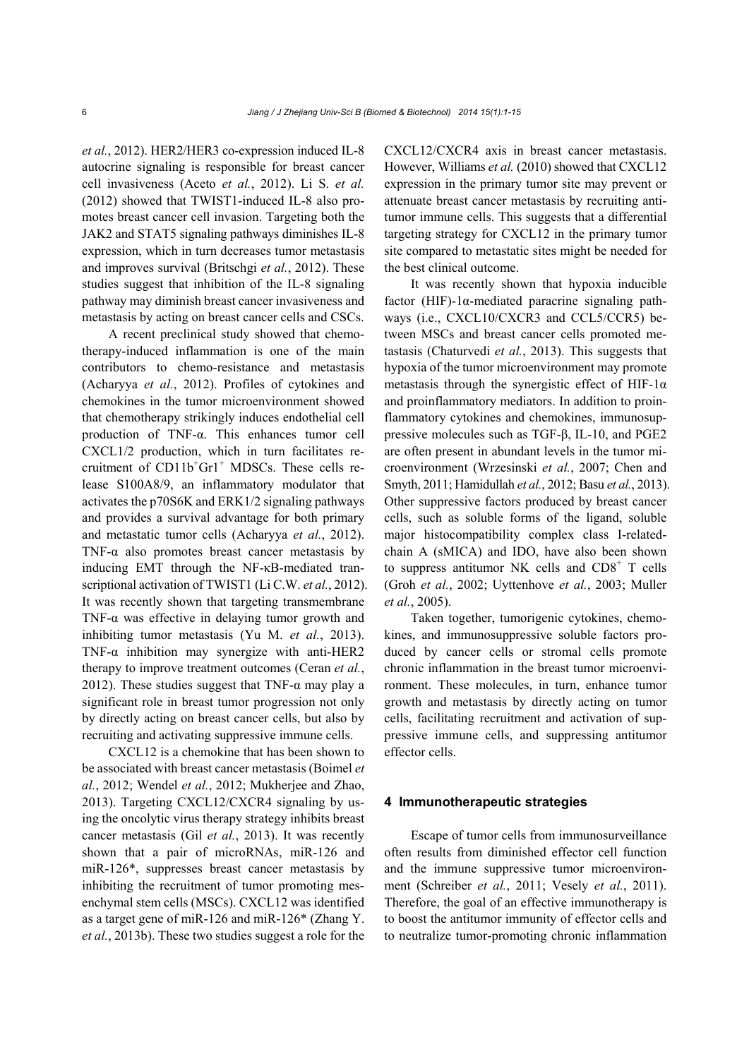*et al.*, 2012). HER2/HER3 co-expression induced IL-8 autocrine signaling is responsible for breast cancer cell invasiveness (Aceto *et al.*, 2012). Li S. *et al.* (2012) showed that TWIST1-induced IL-8 also promotes breast cancer cell invasion. Targeting both the JAK2 and STAT5 signaling pathways diminishes IL-8 expression, which in turn decreases tumor metastasis and improves survival (Britschgi *et al.*, 2012). These studies suggest that inhibition of the IL-8 signaling pathway may diminish breast cancer invasiveness and metastasis by acting on breast cancer cells and CSCs.

A recent preclinical study showed that chemotherapy-induced inflammation is one of the main contributors to chemo-resistance and metastasis (Acharyya *et al.*, 2012). Profiles of cytokines and chemokines in the tumor microenvironment showed that chemotherapy strikingly induces endothelial cell production of TNF-α. This enhances tumor cell CXCL1/2 production, which in turn facilitates recruitment of $CD11b^{+}Gr1^{+}$ MDSCs. These cells release S100A8/9, an inflammatory modulator that activates the p70S6K and ERK1/2 signaling pathways and provides a survival advantage for both primary and metastatic tumor cells (Acharyya *et al.*, 2012). TNF-α also promotes breast cancer metastasis by inducing EMT through the NF-κB-mediated transcriptional activation of TWIST1 (Li C.W. *et al.*, 2012). It was recently shown that targeting transmembrane TNF-α was effective in delaying tumor growth and inhibiting tumor metastasis (Yu M. *et al.*, 2013). TNF-α inhibition may synergize with anti-HER2 therapy to improve treatment outcomes (Ceran *et al.*, 2012). These studies suggest that TNF-α may play a significant role in breast tumor progression not only by directly acting on breast cancer cells, but also by recruiting and activating suppressive immune cells.

CXCL12 is a chemokine that has been shown to be associated with breast cancer metastasis (Boimel *et al.*, 2012; Wendel *et al.*, 2012; Mukherjee and Zhao, 2013). Targeting CXCL12/CXCR4 signaling by using the oncolytic virus therapy strategy inhibits breast cancer metastasis (Gil *et al.*, 2013). It was recently shown that a pair of microRNAs, miR-126 and miR-126*, suppresses breast cancer metastasis by inhibiting the recruitment of tumor promoting mesenchymal stem cells (MSCs). CXCL12 was identified as a target gene of miR-126 and miR-126* (Zhang Y. *et al.*, 2013b). These two studies suggest a role for the CXCL12/CXCR4 axis in breast cancer metastasis. However, Williams *et al.* (2010) showed that CXCL12 expression in the primary tumor site may prevent or attenuate breast cancer metastasis by recruiting antitumor immune cells. This suggests that a differential targeting strategy for CXCL12 in the primary tumor site compared to metastatic sites might be needed for the best clinical outcome.

It was recently shown that hypoxia inducible factor (HIF)-1α-mediated paracrine signaling pathways (i.e., CXCL10/CXCR3 and CCL5/CCR5) between MSCs and breast cancer cells promoted metastasis (Chaturvedi *et al.*, 2013). This suggests that hypoxia of the tumor microenvironment may promote metastasis through the synergistic effect of HIF-1α and proinflammatory mediators. In addition to proinflammatory cytokines and chemokines, immunosuppressive molecules such as TGF-β, IL-10, and PGE2 are often present in abundant levels in the tumor microenvironment (Wrzesinski *et al.*, 2007; Chen and Smyth, 2011; Hamidullah *et al.*, 2012; Basu *et al.*, 2013). Other suppressive factors produced by breast cancer cells, such as soluble forms of the ligand, soluble major histocompatibility complex class I-related-chain A (sMICA) and IDO, have also been shown to suppress antitumor NK cells and $CD8^{+}$ T cells (Groh *et al.*, 2002; Uyttenhove *et al.*, 2003; Muller *et al.*, 2005).

Taken together, tumorigenic cytokines, chemokines, and immunosuppressive soluble factors produced by cancer cells or stromal cells promote chronic inflammation in the breast tumor microenvironment. These molecules, in turn, enhance tumor growth and metastasis by directly acting on tumor cells, facilitating recruitment and activation of suppressive immune cells, and suppressing antitumor effector cells.

## 4 Immunotherapeutic strategies

Escape of tumor cells from immunosurveillance often results from diminished effector cell function and the immune suppressive tumor microenvironment (Schreiber *et al.*, 2011; Vesely *et al.*, 2011). Therefore, the goal of an effective immunotherapy is to boost the antitumor immunity of effector cells and to neutralize tumor-promoting chronic inflammation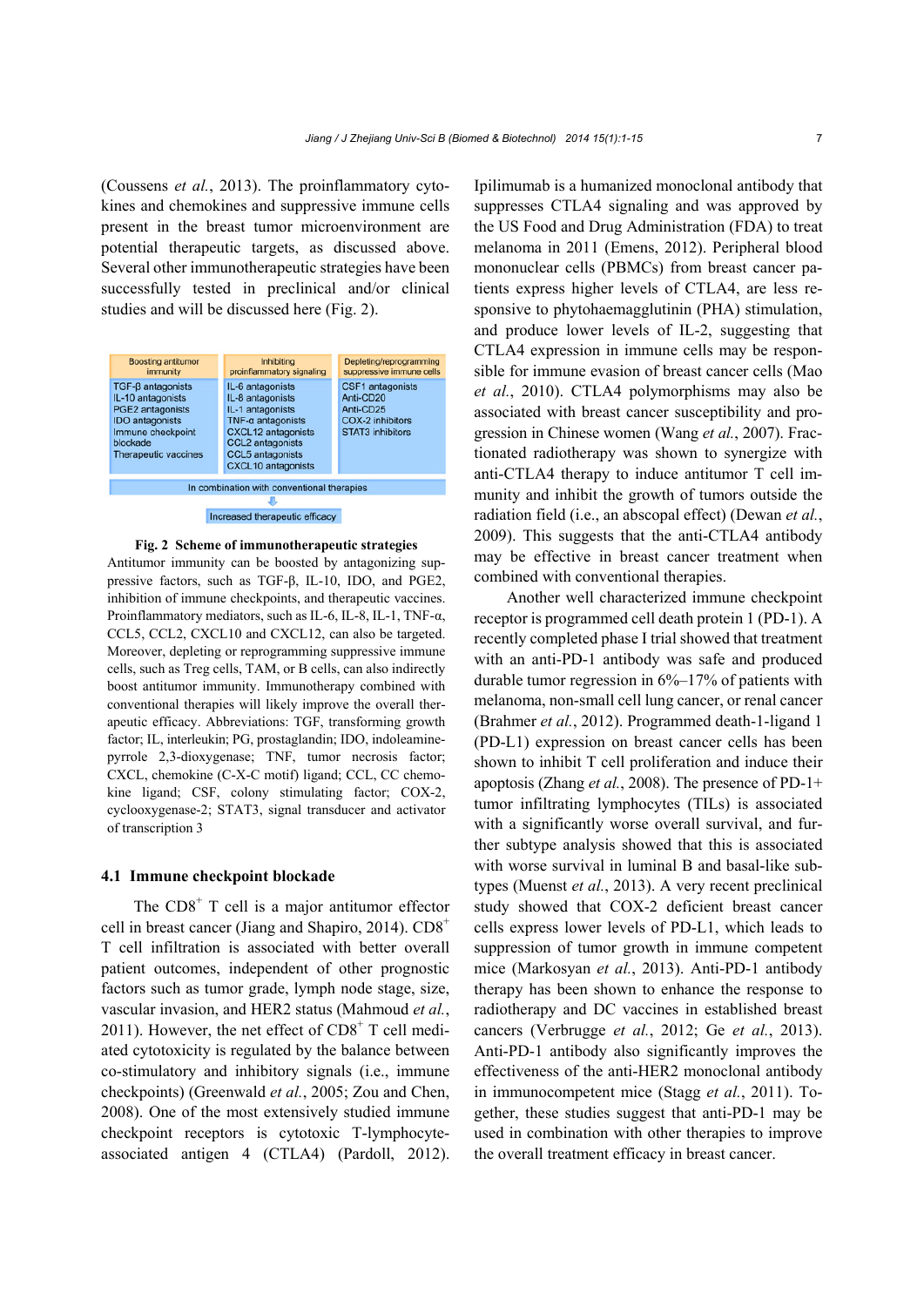(Coussens *et al.*, 2013). The proinflammatory cytokines and chemokines and suppressive immune cells present in the breast tumor microenvironment are potential therapeutic targets, as discussed above. Several other immunotherapeutic strategies have been successfully tested in preclinical and/or clinical studies and will be discussed here (Fig. 2).

| Boosting antitumor immunity | Inhibiting proinflammatory signaling | Depleting/reprogramming suppressive immune cells |
|---|---|---|
| TGF-β antagonists<br>IL-10 antagonists<br>PGE2 antagonists<br>IDO antagonists<br>Immune checkpoint blockade<br>Therapeutic vaccines | IL-6 antagonists<br>IL-8 antagonists<br>IL-1 antagonists<br>TNF-α antagonists<br>CXCL12 antagonists<br>CCL2 antagonists<br>CCL5 antagonists<br>CXCL10 antagonists | CSF1 antagonists<br>Anti-CD20<br>Anti-CD25<br>COX-2 inhibitors<br>STAT3 inhibitors |

In combination with conventional therapies

↓

Increased therapeutic efficacy

**Fig. 2 Scheme of immunotherapeutic strategies**

Antitumor immunity can be boosted by antagonizing suppressive factors, such as TGF-β, IL-10, IDO, and PGE2, inhibition of immune checkpoints, and therapeutic vaccines. Proinflammatory mediators, such as IL-6, IL-8, IL-1, TNF-α, CCL5, CCL2, CXCL10 and CXCL12, can also be targeted. Moreover, depleting or reprogramming suppressive immune cells, such as Treg cells, TAM, or B cells, can also indirectly boost antitumor immunity. Immunotherapy combined with conventional therapies will likely improve the overall therapeutic efficacy. Abbreviations: TGF, transforming growth factor; IL, interleukin; PG, prostaglandin; IDO, indoleamine-pyrrole 2,3-dioxygenase; TNF, tumor necrosis factor; CXCL, chemokine (C-X-C motif) ligand; CCL, CC chemokine ligand; CSF, colony stimulating factor; COX-2, cyclooxygenase-2; STAT3, signal transducer and activator of transcription 3

### 4.1 Immune checkpoint blockade

The $CD8^+$ T cell is a major antitumor effector cell in breast cancer (Jiang and Shapiro, 2014). $CD8^+$ T cell infiltration is associated with better overall patient outcomes, independent of other prognostic factors such as tumor grade, lymph node stage, size, vascular invasion, and HER2 status (Mahmoud *et al.*, 2011). However, the net effect of $CD8^+$ T cell mediated cytotoxicity is regulated by the balance between co-stimulatory and inhibitory signals (i.e., immune checkpoints) (Greenwald *et al.*, 2005; Zou and Chen, 2008). One of the most extensively studied immune checkpoint receptors is cytotoxic T-lymphocyte-associated antigen 4 (CTLA4) (Pardoll, 2012). Ipilimumab is a humanized monoclonal antibody that suppresses CTLA4 signaling and was approved by the US Food and Drug Administration (FDA) to treat melanoma in 2011 (Emens, 2012). Peripheral blood mononuclear cells (PBMCs) from breast cancer patients express higher levels of CTLA4, are less responsive to phytohaemagglutinin (PHA) stimulation, and produce lower levels of IL-2, suggesting that CTLA4 expression in immune cells may be responsible for immune evasion of breast cancer cells (Mao *et al.*, 2010). CTLA4 polymorphisms may also be associated with breast cancer susceptibility and progression in Chinese women (Wang *et al.*, 2007). Fractionated radiotherapy was shown to synergize with anti-CTLA4 therapy to induce antitumor T cell immunity and inhibit the growth of tumors outside the radiation field (i.e., an abscopal effect) (Dewan *et al.*, 2009). This suggests that the anti-CTLA4 antibody may be effective in breast cancer treatment when combined with conventional therapies.

Another well characterized immune checkpoint receptor is programmed cell death protein 1 (PD-1). A recently completed phase I trial showed that treatment with an anti-PD-1 antibody was safe and produced durable tumor regression in 6%–17% of patients with melanoma, non-small cell lung cancer, or renal cancer (Brahmer *et al.*, 2012). Programmed death-1-ligand 1 (PD-L1) expression on breast cancer cells has been shown to inhibit T cell proliferation and induce their apoptosis (Zhang *et al.*, 2008). The presence of PD-1+ tumor infiltrating lymphocytes (TILs) is associated with a significantly worse overall survival, and further subtype analysis showed that this is associated with worse survival in luminal B and basal-like subtypes (Muenst *et al.*, 2013). A very recent preclinical study showed that COX-2 deficient breast cancer cells express lower levels of PD-L1, which leads to suppression of tumor growth in immune competent mice (Markosyan *et al.*, 2013). Anti-PD-1 antibody therapy has been shown to enhance the response to radiotherapy and DC vaccines in established breast cancers (Verbrugge *et al.*, 2012; Ge *et al.*, 2013). Anti-PD-1 antibody also significantly improves the effectiveness of the anti-HER2 monoclonal antibody in immunocompetent mice (Stagg *et al.*, 2011). Together, these studies suggest that anti-PD-1 may be used in combination with other therapies to improve the overall treatment efficacy in breast cancer.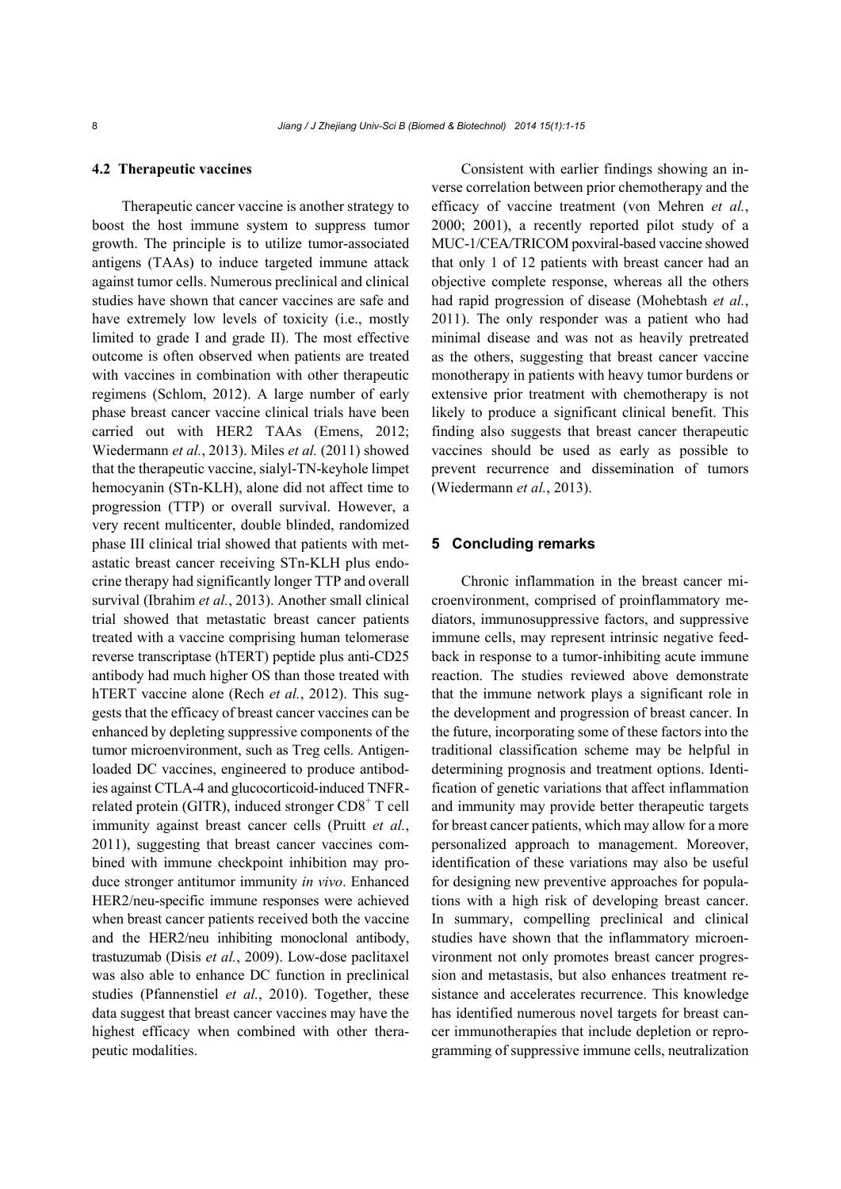### 4.2 Therapeutic vaccines

Therapeutic cancer vaccine is another strategy to boost the host immune system to suppress tumor growth. The principle is to utilize tumor-associated antigens (TAAs) to induce targeted immune attack against tumor cells. Numerous preclinical and clinical studies have shown that cancer vaccines are safe and have extremely low levels of toxicity (i.e., mostly limited to grade I and grade II). The most effective outcome is often observed when patients are treated with vaccines in combination with other therapeutic regimens (Schlom, 2012). A large number of early phase breast cancer vaccine clinical trials have been carried out with HER2 TAAs (Emens, 2012; Wiedermann *et al.*, 2013). Miles *et al.* (2011) showed that the therapeutic vaccine, sialyl-TN-keyhole limpet hemocyanin (STn-KLH), alone did not affect time to progression (TTP) or overall survival. However, a very recent multicenter, double blinded, randomized phase III clinical trial showed that patients with metastatic breast cancer receiving STn-KLH plus endocrine therapy had significantly longer TTP and overall survival (Ibrahim *et al.*, 2013). Another small clinical trial showed that metastatic breast cancer patients treated with a vaccine comprising human telomerase reverse transcriptase (hTERT) peptide plus anti-CD25 antibody had much higher OS than those treated with hTERT vaccine alone (Rech *et al.*, 2012). This suggests that the efficacy of breast cancer vaccines can be enhanced by depleting suppressive components of the tumor microenvironment, such as Treg cells. Antigen-loaded DC vaccines, engineered to produce antibodies against CTLA-4 and glucocorticoid-induced TNFR-related protein (GITR), induced stronger $CD8^+$ T cell immunity against breast cancer cells (Pruitt *et al.*, 2011), suggesting that breast cancer vaccines combined with immune checkpoint inhibition may produce stronger antitumor immunity *in vivo*. Enhanced HER2/neu-specific immune responses were achieved when breast cancer patients received both the vaccine and the HER2/neu inhibiting monoclonal antibody, trastuzumab (Disis *et al.*, 2009). Low-dose paclitaxel was also able to enhance DC function in preclinical studies (Pfannenstiel *et al.*, 2010). Together, these data suggest that breast cancer vaccines may have the highest efficacy when combined with other therapeutic modalities.

Consistent with earlier findings showing an inverse correlation between prior chemotherapy and the efficacy of vaccine treatment (von Mehren *et al.*, 2000; 2001), a recently reported pilot study of a MUC-1/CEA/TRICOM poxviral-based vaccine showed that only 1 of 12 patients with breast cancer had an objective complete response, whereas all the others had rapid progression of disease (Mohebtash *et al.*, 2011). The only responder was a patient who had minimal disease and was not as heavily pretreated as the others, suggesting that breast cancer vaccine monotherapy in patients with heavy tumor burdens or extensive prior treatment with chemotherapy is not likely to produce a significant clinical benefit. This finding also suggests that breast cancer therapeutic vaccines should be used as early as possible to prevent recurrence and dissemination of tumors (Wiedermann *et al.*, 2013).

## 5 Concluding remarks

Chronic inflammation in the breast cancer microenvironment, comprised of proinflammatory mediators, immunosuppressive factors, and suppressive immune cells, may represent intrinsic negative feedback in response to a tumor-inhibiting acute immune reaction. The studies reviewed above demonstrate that the immune network plays a significant role in the development and progression of breast cancer. In the future, incorporating some of these factors into the traditional classification scheme may be helpful in determining prognosis and treatment options. Identification of genetic variations that affect inflammation and immunity may provide better therapeutic targets for breast cancer patients, which may allow for a more personalized approach to management. Moreover, identification of these variations may also be useful for designing new preventive approaches for populations with a high risk of developing breast cancer. In summary, compelling preclinical and clinical studies have shown that the inflammatory microenvironment not only promotes breast cancer progression and metastasis, but also enhances treatment resistance and accelerates recurrence. This knowledge has identified numerous novel targets for breast cancer immunotherapies that include depletion or reprogramming of suppressive immune cells, neutralization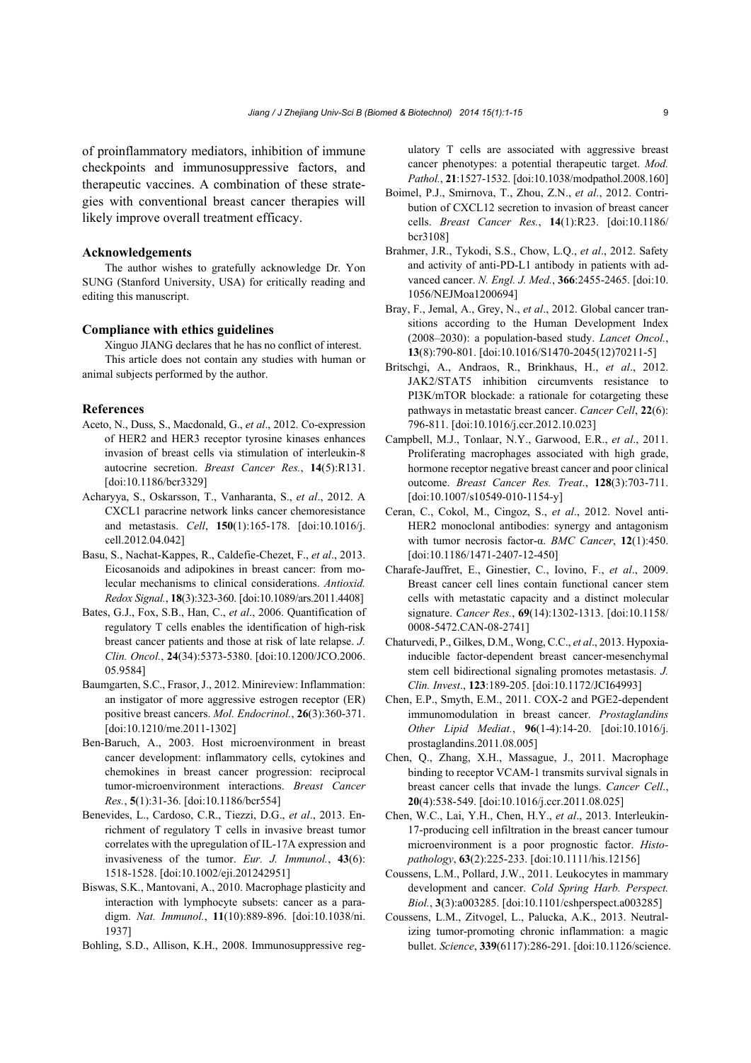of proinflammatory mediators, inhibition of immune checkpoints and immunosuppressive factors, and therapeutic vaccines. A combination of these strategies with conventional breast cancer therapies will likely improve overall treatment efficacy.

### Acknowledgements

The author wishes to gratefully acknowledge Dr. Yon SUNG (Stanford University, USA) for critically reading and editing this manuscript.

### Compliance with ethics guidelines

Xinguo JIANG declares that he has no conflict of interest.

This article does not contain any studies with human or animal subjects performed by the author.

### References

Aceto, N., Duss, S., Macdonald, G., *et al*., 2012. Co-expression of HER2 and HER3 receptor tyrosine kinases enhances invasion of breast cells via stimulation of interleukin-8 autocrine secretion. *Breast Cancer Res.*, **14**(5):R131. [doi:10.1186/bcr3329]

Acharyya, S., Oskarsson, T., Vanharanta, S., *et al*., 2012. A CXCL1 paracrine network links cancer chemoresistance and metastasis. *Cell*, **150**(1):165-178. [doi:10.1016/j.cell.2012.04.042]

Basu, S., Nachat-Kappes, R., Caldefie-Chezet, F., *et al*., 2013. Eicosanoids and adipokines in breast cancer: from molecular mechanisms to clinical considerations. *Antioxid. Redox Signal.*, **18**(3):323-360. [doi:10.1089/ars.2011.4408]

Bates, G.J., Fox, S.B., Han, C., *et al*., 2006. Quantification of regulatory T cells enables the identification of high-risk breast cancer patients and those at risk of late relapse. *J. Clin. Oncol.*, **24**(34):5373-5380. [doi:10.1200/JCO.2006.05.9584]

Baumgarten, S.C., Frasor, J., 2012. Minireview: Inflammation: an instigator of more aggressive estrogen receptor (ER) positive breast cancers. *Mol. Endocrinol.*, **26**(3):360-371. [doi:10.1210/me.2011-1302]

Ben-Baruch, A., 2003. Host microenvironment in breast cancer development: inflammatory cells, cytokines and chemokines in breast cancer progression: reciprocal tumor-microenvironment interactions. *Breast Cancer Res.*, **5**(1):31-36. [doi:10.1186/bcr554]

Benevides, L., Cardoso, C.R., Tiezzi, D.G., *et al*., 2013. Enrichment of regulatory T cells in invasive breast tumor correlates with the upregulation of IL-17A expression and invasiveness of the tumor. *Eur. J. Immunol.*, **43**(6):1518-1528. [doi:10.1002/eji.201242951]

Biswas, S.K., Mantovani, A., 2010. Macrophage plasticity and interaction with lymphocyte subsets: cancer as a paradigm. *Nat. Immunol.*, **11**(10):889-896. [doi:10.1038/ni.1937]

Bohling, S.D., Allison, K.H., 2008. Immunosuppressive regulatory T cells are associated with aggressive breast cancer phenotypes: a potential therapeutic target. *Mod. Pathol.*, **21**:1527-1532. [doi:10.1038/modpathol.2008.160]

Boimel, P.J., Smirnova, T., Zhou, Z.N., *et al*., 2012. Contribution of CXCL12 secretion to invasion of breast cancer cells. *Breast Cancer Res.*, **14**(1):R23. [doi:10.1186/bcr3108]

Brahmer, J.R., Tykodi, S.S., Chow, L.Q., *et al*., 2012. Safety and activity of anti-PD-L1 antibody in patients with advanced cancer. *N. Engl. J. Med.*, **366**:2455-2465. [doi:10.1056/NEJMoa1200694]

Bray, F., Jemal, A., Grey, N., *et al*., 2012. Global cancer transitions according to the Human Development Index (2008–2030): a population-based study. *Lancet Oncol.*, **13**(8):790-801. [doi:10.1016/S1470-2045(12)70211-5]

Britschgi, A., Andraos, R., Brinkhaus, H., *et al*., 2012. JAK2/STAT5 inhibition circumvents resistance to PI3K/mTOR blockade: a rationale for cotargeting these pathways in metastatic breast cancer. *Cancer Cell*, **22**(6):796-811. [doi:10.1016/j.ccr.2012.10.023]

Campbell, M.J., Tonlaar, N.Y., Garwood, E.R., *et al*., 2011. Proliferating macrophages associated with high grade, hormone receptor negative breast cancer and poor clinical outcome. *Breast Cancer Res. Treat.*, **128**(3):703-711. [doi:10.1007/s10549-010-1154-y]

Ceran, C., Cokol, M., Cingoz, S., *et al*., 2012. Novel anti-HER2 monoclonal antibodies: synergy and antagonism with tumor necrosis factor-α. *BMC Cancer*, **12**(1):450. [doi:10.1186/1471-2407-12-450]

Charafe-Jauffret, E., Ginestier, C., Iovino, F., *et al*., 2009. Breast cancer cell lines contain functional cancer stem cells with metastatic capacity and a distinct molecular signature. *Cancer Res.*, **69**(14):1302-1313. [doi:10.1158/0008-5472.CAN-08-2741]

Chaturvedi, P., Gilkes, D.M., Wong, C.C., *et al*., 2013. Hypoxia-inducible factor-dependent breast cancer-mesenchymal stem cell bidirectional signaling promotes metastasis. *J. Clin. Invest*., **123**:189-205. [doi:10.1172/JCI64993]

Chen, E.P., Smyth, E.M., 2011. COX-2 and PGE2-dependent immunomodulation in breast cancer. *Prostaglandins Other Lipid Mediat.*, **96**(1-4):14-20. [doi:10.1016/j.prostaglandins.2011.08.005]

Chen, Q., Zhang, X.H., Massague, J., 2011. Macrophage binding to receptor VCAM-1 transmits survival signals in breast cancer cells that invade the lungs. *Cancer Cell*., **20**(4):538-549. [doi:10.1016/j.ccr.2011.08.025]

Chen, W.C., Lai, Y.H., Chen, H.Y., *et al*., 2013. Interleukin-17-producing cell infiltration in the breast cancer tumour microenvironment is a poor prognostic factor. *Histopathology*, **63**(2):225-233. [doi:10.1111/his.12156]

Coussens, L.M., Pollard, J.W., 2011. Leukocytes in mammary development and cancer. *Cold Spring Harb. Perspect. Biol.*, **3**(3):a003285. [doi:10.1101/cshperspect.a003285]

Coussens, L.M., Zitvogel, L., Palucka, A.K., 2013. Neutralizing tumor-promoting chronic inflammation: a magic bullet. *Science*, **339**(6117):286-291. [doi:10.1126/science.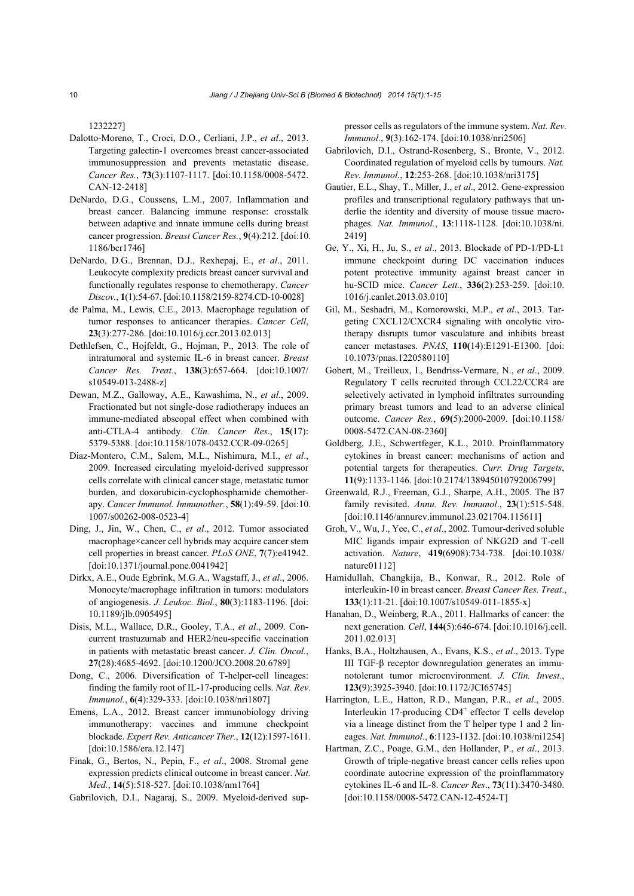1232227]

Dalotto-Moreno, T., Croci, D.O., Cerliani, J.P., *et al*., 2013. Targeting galectin-1 overcomes breast cancer-associated immunosuppression and prevents metastatic disease. *Cancer Res.*, **73**(3):1107-1117. [doi:10.1158/0008-5472.CAN-12-2418]

DeNardo, D.G., Coussens, L.M., 2007. Inflammation and breast cancer. Balancing immune response: crosstalk between adaptive and innate immune cells during breast cancer progression. *Breast Cancer Res.*, **9**(4):212. [doi:10.1186/bcr1746]

DeNardo, D.G., Brennan, D.J., Rexhepaj, E., *et al*., 2011. Leukocyte complexity predicts breast cancer survival and functionally regulates response to chemotherapy. *Cancer Discov.*, **1**(1):54-67. [doi:10.1158/2159-8274.CD-10-0028]

de Palma, M., Lewis, C.E., 2013. Macrophage regulation of tumor responses to anticancer therapies. *Cancer Cell*, **23**(3):277-286. [doi:10.1016/j.ccr.2013.02.013]

Dethlefsen, C., Hojfeldt, G., Hojman, P., 2013. The role of intratumoral and systemic IL-6 in breast cancer. *Breast Cancer Res. Treat.*, **138**(3):657-664. [doi:10.1007/s10549-013-2488-z]

Dewan, M.Z., Galloway, A.E., Kawashima, N., *et al*., 2009. Fractionated but not single-dose radiotherapy induces an immune-mediated abscopal effect when combined with anti-CTLA-4 antibody. *Clin. Cancer Res*., **15**(17):5379-5388. [doi:10.1158/1078-0432.CCR-09-0265]

Diaz-Montero, C.M., Salem, M.L., Nishimura, M.I., *et al*., 2009. Increased circulating myeloid-derived suppressor cells correlate with clinical cancer stage, metastatic tumor burden, and doxorubicin-cyclophosphamide chemotherapy. *Cancer Immunol. Immunother.*, **58**(1):49-59. [doi:10.1007/s00262-008-0523-4]

Ding, J., Jin, W., Chen, C., *et al*., 2012. Tumor associated macrophage×cancer cell hybrids may acquire cancer stem cell properties in breast cancer. *PLoS ONE*, **7**(7):e41942. [doi:10.1371/journal.pone.0041942]

Dirkx, A.E., Oude Egbrink, M.G.A., Wagstaff, J., *et al*., 2006. Monocyte/macrophage infiltration in tumors: modulators of angiogenesis. *J. Leukoc. Biol.*, **80**(3):1183-1196. [doi:10.1189/jlb.0905495]

Disis, M.L., Wallace, D.R., Gooley, T.A., *et al*., 2009. Concurrent trastuzumab and HER2/neu-specific vaccination in patients with metastatic breast cancer. *J. Clin. Oncol.*, **27**(28):4685-4692. [doi:10.1200/JCO.2008.20.6789]

Dong, C., 2006. Diversification of T-helper-cell lineages: finding the family root of IL-17-producing cells. *Nat. Rev. Immunol.*, **6**(4):329-333. [doi:10.1038/nri1807]

Emens, L.A., 2012. Breast cancer immunobiology driving immunotherapy: vaccines and immune checkpoint blockade. *Expert Rev. Anticancer Ther.*, **12**(12):1597-1611. [doi:10.1586/era.12.147]

Finak, G., Bertos, N., Pepin, F., *et al*., 2008. Stromal gene expression predicts clinical outcome in breast cancer. *Nat. Med.*, **14**(5):518-527. [doi:10.1038/nm1764]

Gabrilovich, D.I., Nagaraj, S., 2009. Myeloid-derived suppressor cells as regulators of the immune system. *Nat. Rev. Immunol.*, **9**(3):162-174. [doi:10.1038/nri2506]

Gabrilovich, D.I., Ostrand-Rosenberg, S., Bronte, V., 2012. Coordinated regulation of myeloid cells by tumours. *Nat. Rev. Immunol.*, **12**:253-268. [doi:10.1038/nri3175]

Gautier, E.L., Shay, T., Miller, J., *et al*., 2012. Gene-expression profiles and transcriptional regulatory pathways that underlie the identity and diversity of mouse tissue macrophages. *Nat. Immunol.*, **13**:1118-1128. [doi:10.1038/ni.2419]

Ge, Y., Xi, H., Ju, S., *et al*., 2013. Blockade of PD-1/PD-L1 immune checkpoint during DC vaccination induces potent protective immunity against breast cancer in hu-SCID mice. *Cancer Lett.*, **336**(2):253-259. [doi:10.1016/j.canlet.2013.03.010]

Gil, M., Seshadri, M., Komorowski, M.P., *et al*., 2013. Targeting CXCL12/CXCR4 signaling with oncolytic virotherapy disrupts tumor vasculature and inhibits breast cancer metastases. *PNAS*, **110(**14):E1291-E1300. [doi:10.1073/pnas.1220580110]

Gobert, M., Treilleux, I., Bendriss-Vermare, N., *et al*., 2009. Regulatory T cells recruited through CCL22/CCR4 are selectively activated in lymphoid infiltrates surrounding primary breast tumors and lead to an adverse clinical outcome. *Cancer Res.*, **69(**5):2000-2009. [doi:10.1158/0008-5472.CAN-08-2360]

Goldberg, J.E., Schwertfeger, K.L., 2010. Proinflammatory cytokines in breast cancer: mechanisms of action and potential targets for therapeutics. *Curr. Drug Targets*, **11**(9):1133-1146. [doi:10.2174/138945010792006799]

Greenwald, R.J., Freeman, G.J., Sharpe, A.H., 2005. The B7 family revisited. *Annu. Rev. Immunol*., **23**(1):515-548. [doi:10.1146/annurev.immunol.23.021704.115611]

Groh, V., Wu, J., Yee, C., *et al*., 2002. Tumour-derived soluble MIC ligands impair expression of NKG2D and T-cell activation. *Nature*, **419**(6908):734-738. [doi:10.1038/nature01112]

Hamidullah, Changkija, B., Konwar, R., 2012. Role of interleukin-10 in breast cancer. *Breast Cancer Res. Treat*., **133**(1):11-21. [doi:10.1007/s10549-011-1855-x]

Hanahan, D., Weinberg, R.A., 2011. Hallmarks of cancer: the next generation. *Cell*, **144(**5):646-674. [doi:10.1016/j.cell.2011.02.013]

Hanks, B.A., Holtzhausen, A., Evans, K.S., *et al*., 2013. Type III TGF-β receptor downregulation generates an immunotolerant tumor microenvironment. *J. Clin. Invest.*, **123(**9):3925-3940. [doi:10.1172/JCI65745]

Harrington, L.E., Hatton, R.D., Mangan, P.R., *et al*., 2005. Interleukin 17-producing $CD4^+$ effector T cells develop via a lineage distinct from the T helper type 1 and 2 lineages. *Nat. Immunol*., **6**:1123-1132. [doi:10.1038/ni1254]

Hartman, Z.C., Poage, G.M., den Hollander, P., *et al*., 2013. Growth of triple-negative breast cancer cells relies upon coordinate autocrine expression of the proinflammatory cytokines IL-6 and IL-8. *Cancer Res*., **73**(11):3470-3480. [doi:10.1158/0008-5472.CAN-12-4524-T]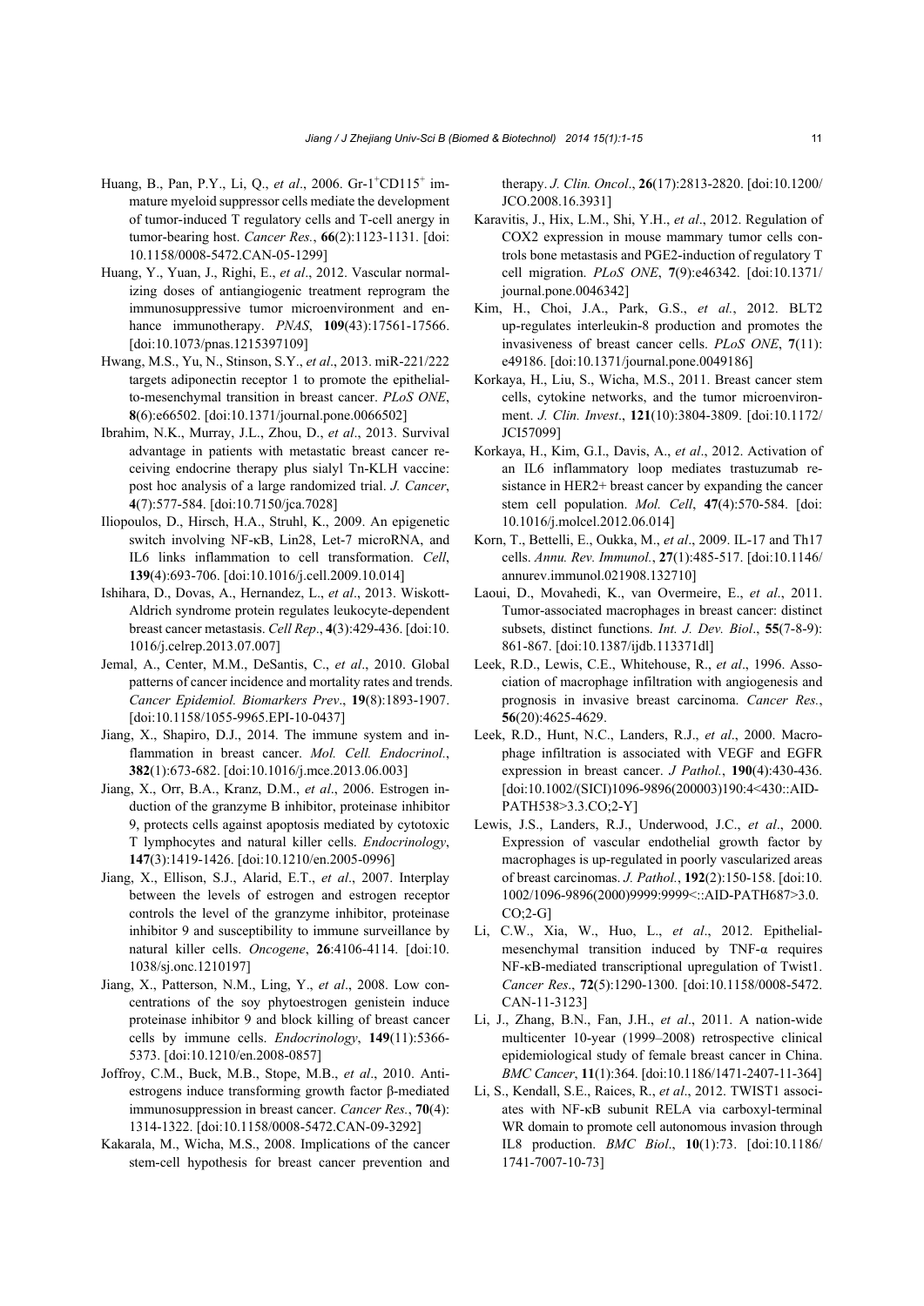Huang, B., Pan, P.Y., Li, Q., *et al*., 2006. Gr-1$^+$CD115$^+$ immature myeloid suppressor cells mediate the development of tumor-induced T regulatory cells and T-cell anergy in tumor-bearing host. *Cancer Res.*, **66**(2):1123-1131. [doi: 10.1158/0008-5472.CAN-05-1299]

Huang, Y., Yuan, J., Righi, E., *et al*., 2012. Vascular normalizing doses of antiangiogenic treatment reprogram the immunosuppressive tumor microenvironment and enhance immunotherapy. *PNAS*, **109**(43):17561-17566. [doi:10.1073/pnas.1215397109]

Hwang, M.S., Yu, N., Stinson, S.Y., *et al*., 2013. miR-221/222 targets adiponectin receptor 1 to promote the epithelial-to-mesenchymal transition in breast cancer. *PLoS ONE*, **8**(6):e66502. [doi:10.1371/journal.pone.0066502]

Ibrahim, N.K., Murray, J.L., Zhou, D., *et al*., 2013. Survival advantage in patients with metastatic breast cancer receiving endocrine therapy plus sialyl Tn-KLH vaccine: post hoc analysis of a large randomized trial. *J. Cancer*, **4**(7):577-584. [doi:10.7150/jca.7028]

Iliopoulos, D., Hirsch, H.A., Struhl, K., 2009. An epigenetic switch involving NF-κB, Lin28, Let-7 microRNA, and IL6 links inflammation to cell transformation. *Cell*, **139**(4):693-706. [doi:10.1016/j.cell.2009.10.014]

Ishihara, D., Dovas, A., Hernandez, L., *et al*., 2013. Wiskott-Aldrich syndrome protein regulates leukocyte-dependent breast cancer metastasis. *Cell Rep*., **4**(3):429-436. [doi:10.1016/j.celrep.2013.07.007]

Jemal, A., Center, M.M., DeSantis, C., *et al*., 2010. Global patterns of cancer incidence and mortality rates and trends. *Cancer Epidemiol. Biomarkers Prev*., **19**(8):1893-1907. [doi:10.1158/1055-9965.EPI-10-0437]

Jiang, X., Shapiro, D.J., 2014. The immune system and inflammation in breast cancer. *Mol. Cell. Endocrinol.*, **382**(1):673-682. [doi:10.1016/j.mce.2013.06.003]

Jiang, X., Orr, B.A., Kranz, D.M., *et al*., 2006. Estrogen induction of the granzyme B inhibitor, proteinase inhibitor 9, protects cells against apoptosis mediated by cytotoxic T lymphocytes and natural killer cells. *Endocrinology*, **147**(3):1419-1426. [doi:10.1210/en.2005-0996]

Jiang, X., Ellison, S.J., Alarid, E.T., *et al*., 2007. Interplay between the levels of estrogen and estrogen receptor controls the level of the granzyme inhibitor, proteinase inhibitor 9 and susceptibility to immune surveillance by natural killer cells. *Oncogene*, **26**:4106-4114. [doi:10.1038/sj.onc.1210197]

Jiang, X., Patterson, N.M., Ling, Y., *et al*., 2008. Low concentrations of the soy phytoestrogen genistein induce proteinase inhibitor 9 and block killing of breast cancer cells by immune cells. *Endocrinology*, **149**(11):5366-5373. [doi:10.1210/en.2008-0857]

Joffroy, C.M., Buck, M.B., Stope, M.B., *et al*., 2010. Antiestrogens induce transforming growth factor β-mediated immunosuppression in breast cancer. *Cancer Res.*, **70**(4):1314-1322. [doi:10.1158/0008-5472.CAN-09-3292]

Kakarala, M., Wicha, M.S., 2008. Implications of the cancer stem-cell hypothesis for breast cancer prevention and therapy. *J. Clin. Oncol*., **26**(17):2813-2820. [doi:10.1200/JCO.2008.16.3931]

Karavitis, J., Hix, L.M., Shi, Y.H., *et al*., 2012. Regulation of COX2 expression in mouse mammary tumor cells controls bone metastasis and PGE2-induction of regulatory T cell migration. *PLoS ONE*, **7**(9):e46342. [doi:10.1371/journal.pone.0046342]

Kim, H., Choi, J.A., Park, G.S., *et al.*, 2012. BLT2 up-regulates interleukin-8 production and promotes the invasiveness of breast cancer cells. *PLoS ONE*, **7**(11):e49186. [doi:10.1371/journal.pone.0049186]

Korkaya, H., Liu, S., Wicha, M.S., 2011. Breast cancer stem cells, cytokine networks, and the tumor microenvironment. *J. Clin. Invest*., **121**(10):3804-3809. [doi:10.1172/JCI57099]

Korkaya, H., Kim, G.I., Davis, A., *et al*., 2012. Activation of an IL6 inflammatory loop mediates trastuzumab resistance in HER2+ breast cancer by expanding the cancer stem cell population. *Mol. Cell*, **47**(4):570-584. [doi:10.1016/j.molcel.2012.06.014]

Korn, T., Bettelli, E., Oukka, M., *et al*., 2009. IL-17 and Th17 cells. *Annu. Rev. Immunol.*, **27**(1):485-517. [doi:10.1146/annurev.immunol.021908.132710]

Laoui, D., Movahedi, K., van Overmeire, E., *et al*., 2011. Tumor-associated macrophages in breast cancer: distinct subsets, distinct functions. *Int. J. Dev. Biol*., **55**(7-8-9):861-867. [doi:10.1387/ijdb.113371dl]

Leek, R.D., Lewis, C.E., Whitehouse, R., *et al*., 1996. Association of macrophage infiltration with angiogenesis and prognosis in invasive breast carcinoma. *Cancer Res.*, **56**(20):4625-4629.

Leek, R.D., Hunt, N.C., Landers, R.J., *et al*., 2000. Macrophage infiltration is associated with VEGF and EGFR expression in breast cancer. *J Pathol.*, **190**(4):430-436. [doi:10.1002/(SICI)1096-9896(200003)190:4<430::AID-PATH538>3.3.CO;2-Y]

Lewis, J.S., Landers, R.J., Underwood, J.C., *et al*., 2000. Expression of vascular endothelial growth factor by macrophages is up-regulated in poorly vascularized areas of breast carcinomas. *J. Pathol.*, **192**(2):150-158. [doi:10.1002/1096-9896(2000)9999:9999<::AID-PATH687>3.0.CO;2-G]

Li, C.W., Xia, W., Huo, L., *et al*., 2012. Epithelial-mesenchymal transition induced by TNF-α requires NF-κB-mediated transcriptional upregulation of Twist1. *Cancer Res*., **72**(5):1290-1300. [doi:10.1158/0008-5472.CAN-11-3123]

Li, J., Zhang, B.N., Fan, J.H., *et al*., 2011. A nation-wide multicenter 10-year (1999–2008) retrospective clinical epidemiological study of female breast cancer in China. *BMC Cancer*, **11**(1):364. [doi:10.1186/1471-2407-11-364]

Li, S., Kendall, S.E., Raices, R., *et al*., 2012. TWIST1 associates with NF-κB subunit RELA via carboxyl-terminal WR domain to promote cell autonomous invasion through IL8 production. *BMC Biol*., **10**(1):73. [doi:10.1186/1741-7007-10-73]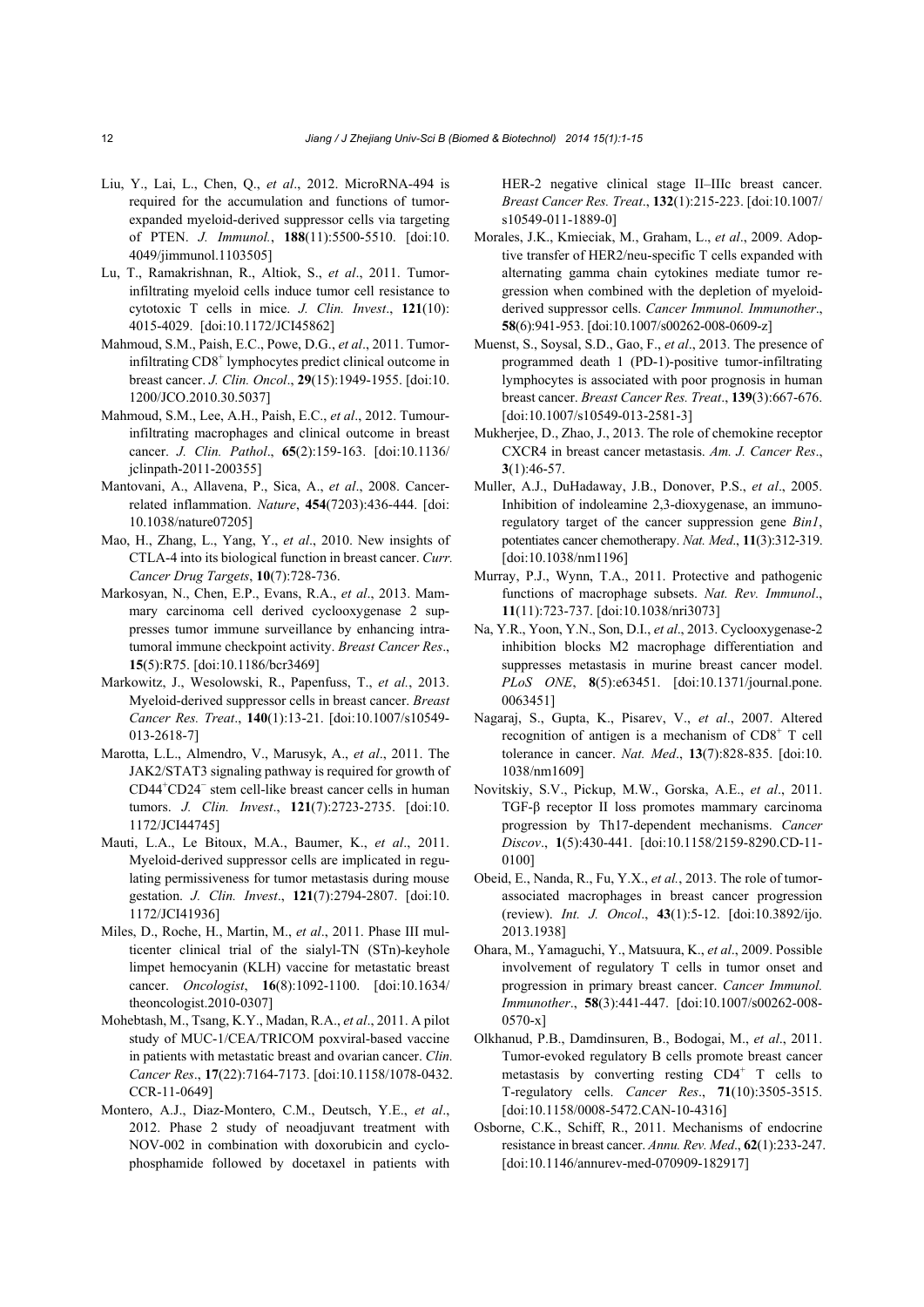Liu, Y., Lai, L., Chen, Q., *et al*., 2012. MicroRNA-494 is required for the accumulation and functions of tumor-expanded myeloid-derived suppressor cells via targeting of PTEN. *J. Immunol.*, **188**(11):5500-5510. [doi:10.4049/jimmunol.1103505]

Lu, T., Ramakrishnan, R., Altiok, S., *et al*., 2011. Tumor-infiltrating myeloid cells induce tumor cell resistance to cytotoxic T cells in mice. *J. Clin. Invest*., **121**(10):4015-4029. [doi:10.1172/JCI45862]

Mahmoud, S.M., Paish, E.C., Powe, D.G., *et al*., 2011. Tumor-infiltrating $CD8^+$ lymphocytes predict clinical outcome in breast cancer. *J. Clin. Oncol*., **29**(15):1949-1955. [doi:10.1200/JCO.2010.30.5037]

Mahmoud, S.M., Lee, A.H., Paish, E.C., *et al*., 2012. Tumour-infiltrating macrophages and clinical outcome in breast cancer. *J. Clin. Pathol*., **65**(2):159-163. [doi:10.1136/jclinpath-2011-200355]

Mantovani, A., Allavena, P., Sica, A., *et al*., 2008. Cancer-related inflammation. *Nature*, **454**(7203):436-444. [doi:10.1038/nature07205]

Mao, H., Zhang, L., Yang, Y., *et al*., 2010. New insights of CTLA-4 into its biological function in breast cancer. *Curr. Cancer Drug Targets*, **10**(7):728-736.

Markosyan, N., Chen, E.P., Evans, R.A., *et al*., 2013. Mammary carcinoma cell derived cyclooxygenase 2 suppresses tumor immune surveillance by enhancing intratumoral immune checkpoint activity. *Breast Cancer Res*., **15**(5):R75. [doi:10.1186/bcr3469]

Markowitz, J., Wesolowski, R., Papenfuss, T., *et al.*, 2013. Myeloid-derived suppressor cells in breast cancer. *Breast Cancer Res. Treat*., **140**(1):13-21. [doi:10.1007/s10549-013-2618-7]

Marotta, L.L., Almendro, V., Marusyk, A., *et al*., 2011. The JAK2/STAT3 signaling pathway is required for growth of $CD44^+CD24^-$ stem cell-like breast cancer cells in human tumors. *J. Clin. Invest*., **121**(7):2723-2735. [doi:10.1172/JCI44745]

Mauti, L.A., Le Bitoux, M.A., Baumer, K., *et al*., 2011. Myeloid-derived suppressor cells are implicated in regulating permissiveness for tumor metastasis during mouse gestation. *J. Clin. Invest*., **121**(7):2794-2807. [doi:10.1172/JCI41936]

Miles, D., Roche, H., Martin, M., *et al*., 2011. Phase III multicenter clinical trial of the sialyl-TN (STn)-keyhole limpet hemocyanin (KLH) vaccine for metastatic breast cancer. *Oncologist*, **16**(8):1092-1100. [doi:10.1634/theoncologist.2010-0307]

Mohebtash, M., Tsang, K.Y., Madan, R.A., *et al*., 2011. A pilot study of MUC-1/CEA/TRICOM poxviral-based vaccine in patients with metastatic breast and ovarian cancer. *Clin. Cancer Res*., **17**(22):7164-7173. [doi:10.1158/1078-0432.CCR-11-0649]

Montero, A.J., Diaz-Montero, C.M., Deutsch, Y.E., *et al*., 2012. Phase 2 study of neoadjuvant treatment with NOV-002 in combination with doxorubicin and cyclophosphamide followed by docetaxel in patients with HER-2 negative clinical stage II–IIIc breast cancer. *Breast Cancer Res. Treat*., **132**(1):215-223. [doi:10.1007/s10549-011-1889-0]

Morales, J.K., Kmieciak, M., Graham, L., *et al*., 2009. Adoptive transfer of HER2/neu-specific T cells expanded with alternating gamma chain cytokines mediate tumor regression when combined with the depletion of myeloid-derived suppressor cells. *Cancer Immunol. Immunother*., **58**(6):941-953. [doi:10.1007/s00262-008-0609-z]

Muenst, S., Soysal, S.D., Gao, F., *et al*., 2013. The presence of programmed death 1 (PD-1)-positive tumor-infiltrating lymphocytes is associated with poor prognosis in human breast cancer. *Breast Cancer Res. Treat*., **139**(3):667-676. [doi:10.1007/s10549-013-2581-3]

Mukherjee, D., Zhao, J., 2013. The role of chemokine receptor CXCR4 in breast cancer metastasis. *Am. J. Cancer Res*., **3**(1):46-57.

Muller, A.J., DuHadaway, J.B., Donover, P.S., *et al*., 2005. Inhibition of indoleamine 2,3-dioxygenase, an immunoregulatory target of the cancer suppression gene *Bin1*, potentiates cancer chemotherapy. *Nat. Med*., **11**(3):312-319. [doi:10.1038/nm1196]

Murray, P.J., Wynn, T.A., 2011. Protective and pathogenic functions of macrophage subsets. *Nat. Rev. Immunol*., **11**(11):723-737. [doi:10.1038/nri3073]

Na, Y.R., Yoon, Y.N., Son, D.I., *et al*., 2013. Cyclooxygenase-2 inhibition blocks M2 macrophage differentiation and suppresses metastasis in murine breast cancer model. *PLoS ONE*, **8**(5):e63451. [doi:10.1371/journal.pone.0063451]

Nagaraj, S., Gupta, K., Pisarev, V., *et al*., 2007. Altered recognition of antigen is a mechanism of $CD8^+$ T cell tolerance in cancer. *Nat. Med*., **13**(7):828-835. [doi:10.1038/nm1609]

Novitskiy, S.V., Pickup, M.W., Gorska, A.E., *et al*., 2011. TGF-β receptor II loss promotes mammary carcinoma progression by Th17-dependent mechanisms. *Cancer Discov*., **1**(5):430-441. [doi:10.1158/2159-8290.CD-11-0100]

Obeid, E., Nanda, R., Fu, Y.X., *et al.*, 2013. The role of tumor-associated macrophages in breast cancer progression (review). *Int. J. Oncol*., **43**(1):5-12. [doi:10.3892/ijo.2013.1938]

Ohara, M., Yamaguchi, Y., Matsuura, K., *et al*., 2009. Possible involvement of regulatory T cells in tumor onset and progression in primary breast cancer. *Cancer Immunol. Immunother*., **58**(3):441-447. [doi:10.1007/s00262-008-0570-x]

Olkhanud, P.B., Damdinsuren, B., Bodogai, M., *et al*., 2011. Tumor-evoked regulatory B cells promote breast cancer metastasis by converting resting $CD4^+$ T cells to T-regulatory cells. *Cancer Res*., **71**(10):3505-3515. [doi:10.1158/0008-5472.CAN-10-4316]

Osborne, C.K., Schiff, R., 2011. Mechanisms of endocrine resistance in breast cancer. *Annu. Rev. Med*., **62**(1):233-247. [doi:10.1146/annurev-med-070909-182917]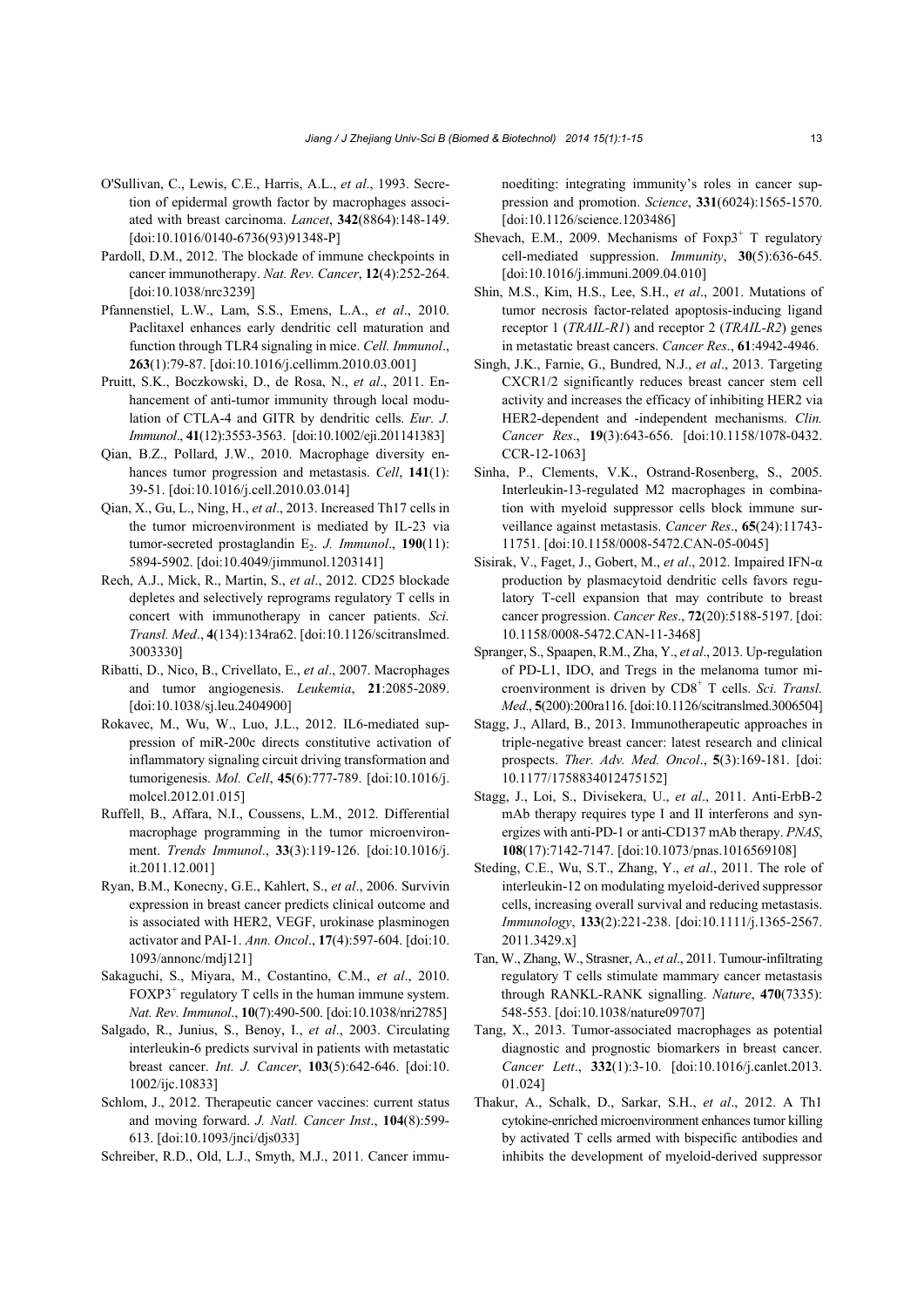O'Sullivan, C., Lewis, C.E., Harris, A.L., *et al*., 1993. Secretion of epidermal growth factor by macrophages associated with breast carcinoma. *Lancet*, **342**(8864):148-149. [doi:10.1016/0140-6736(93)91348-P]

Pardoll, D.M., 2012. The blockade of immune checkpoints in cancer immunotherapy. *Nat. Rev. Cancer*, **12**(4):252-264. [doi:10.1038/nrc3239]

Pfannenstiel, L.W., Lam, S.S., Emens, L.A., *et al*., 2010. Paclitaxel enhances early dendritic cell maturation and function through TLR4 signaling in mice. *Cell. Immunol*., **263**(1):79-87. [doi:10.1016/j.cellimm.2010.03.001]

Pruitt, S.K., Boczkowski, D., de Rosa, N., *et al*., 2011. Enhancement of anti-tumor immunity through local modulation of CTLA-4 and GITR by dendritic cells. *Eur. J. Immunol*., **41**(12):3553-3563. [doi:10.1002/eji.201141383]

Qian, B.Z., Pollard, J.W., 2010. Macrophage diversity enhances tumor progression and metastasis. *Cell*, **141**(1): 39-51. [doi:10.1016/j.cell.2010.03.014]

Qian, X., Gu, L., Ning, H., *et al*., 2013. Increased Th17 cells in the tumor microenvironment is mediated by IL-23 via tumor-secreted prostaglandin $E_2$. *J. Immunol*., **190**(11): 5894-5902. [doi:10.4049/jimmunol.1203141]

Rech, A.J., Mick, R., Martin, S., *et al*., 2012. CD25 blockade depletes and selectively reprograms regulatory T cells in concert with immunotherapy in cancer patients. *Sci. Transl. Med*., **4**(134):134ra62. [doi:10.1126/scitranslmed.3003330]

Ribatti, D., Nico, B., Crivellato, E., *et al*., 2007. Macrophages and tumor angiogenesis. *Leukemia*, **21**:2085-2089. [doi:10.1038/sj.leu.2404900]

Rokavec, M., Wu, W., Luo, J.L., 2012. IL6-mediated suppression of miR-200c directs constitutive activation of inflammatory signaling circuit driving transformation and tumorigenesis. *Mol. Cell*, **45**(6):777-789. [doi:10.1016/j.molcel.2012.01.015]

Ruffell, B., Affara, N.I., Coussens, L.M., 2012. Differential macrophage programming in the tumor microenvironment. *Trends Immunol*., **33**(3):119-126. [doi:10.1016/j.it.2011.12.001]

Ryan, B.M., Konecny, G.E., Kahlert, S., *et al*., 2006. Survivin expression in breast cancer predicts clinical outcome and is associated with HER2, VEGF, urokinase plasminogen activator and PAI-1. *Ann. Oncol*., **17**(4):597-604. [doi:10.1093/annonc/mdj121]

Sakaguchi, S., Miyara, M., Costantino, C.M., *et al*., 2010. $FOXP3^+$ regulatory T cells in the human immune system. *Nat. Rev. Immunol*., **10**(7):490-500. [doi:10.1038/nri2785]

Salgado, R., Junius, S., Benoy, I., *et al*., 2003. Circulating interleukin-6 predicts survival in patients with metastatic breast cancer. *Int. J. Cancer*, **103**(5):642-646. [doi:10.1002/ijc.10833]

Schlom, J., 2012. Therapeutic cancer vaccines: current status and moving forward. *J. Natl. Cancer Inst*., **104**(8):599-613. [doi:10.1093/jnci/djs033]

Schreiber, R.D., Old, L.J., Smyth, M.J., 2011. Cancer immunoediting: integrating immunity's roles in cancer suppression and promotion. *Science*, **331**(6024):1565-1570. [doi:10.1126/science.1203486]

Shevach, E.M., 2009. Mechanisms of $Foxp3^+$ T regulatory cell-mediated suppression. *Immunity*, **30**(5):636-645. [doi:10.1016/j.immuni.2009.04.010]

Shin, M.S., Kim, H.S., Lee, S.H., *et al*., 2001. Mutations of tumor necrosis factor-related apoptosis-inducing ligand receptor 1 (*TRAIL-R1*) and receptor 2 (*TRAIL-R2*) genes in metastatic breast cancers. *Cancer Res*., **61**:4942-4946.

Singh, J.K., Farnie, G., Bundred, N.J., *et al*., 2013. Targeting CXCR1/2 significantly reduces breast cancer stem cell activity and increases the efficacy of inhibiting HER2 via HER2-dependent and -independent mechanisms. *Clin. Cancer Res*., **19**(3):643-656. [doi:10.1158/1078-0432.CCR-12-1063]

Sinha, P., Clements, V.K., Ostrand-Rosenberg, S., 2005. Interleukin-13-regulated M2 macrophages in combination with myeloid suppressor cells block immune surveillance against metastasis. *Cancer Res*., **65**(24):11743-11751. [doi:10.1158/0008-5472.CAN-05-0045]

Sisirak, V., Faget, J., Gobert, M., *et al*., 2012. Impaired IFN-α production by plasmacytoid dendritic cells favors regulatory T-cell expansion that may contribute to breast cancer progression. *Cancer Res*., **72**(20):5188-5197. [doi:10.1158/0008-5472.CAN-11-3468]

Spranger, S., Spaapen, R.M., Zha, Y., *et al*., 2013. Up-regulation of PD-L1, IDO, and Tregs in the melanoma tumor microenvironment is driven by $CD8^+$ T cells. *Sci. Transl. Med*., **5**(200):200ra116. [doi:10.1126/scitranslmed.3006504]

Stagg, J., Allard, B., 2013. Immunotherapeutic approaches in triple-negative breast cancer: latest research and clinical prospects. *Ther. Adv. Med. Oncol*., **5**(3):169-181. [doi:10.1177/1758834012475152]

Stagg, J., Loi, S., Divisekera, U., *et al*., 2011. Anti-ErbB-2 mAb therapy requires type I and II interferons and synergizes with anti-PD-1 or anti-CD137 mAb therapy. *PNAS*, **108**(17):7142-7147. [doi:10.1073/pnas.1016569108]

Steding, C.E., Wu, S.T., Zhang, Y., *et al*., 2011. The role of interleukin-12 on modulating myeloid-derived suppressor cells, increasing overall survival and reducing metastasis. *Immunology*, **133**(2):221-238. [doi:10.1111/j.1365-2567.2011.3429.x]

Tan, W., Zhang, W., Strasner, A., *et al*., 2011. Tumour-infiltrating regulatory T cells stimulate mammary cancer metastasis through RANKL-RANK signalling. *Nature*, **470**(7335): 548-553. [doi:10.1038/nature09707]

Tang, X., 2013. Tumor-associated macrophages as potential diagnostic and prognostic biomarkers in breast cancer. *Cancer Lett*., **332**(1):3-10. [doi:10.1016/j.canlet.2013.01.024]

Thakur, A., Schalk, D., Sarkar, S.H., *et al*., 2012. A Th1 cytokine-enriched microenvironment enhances tumor killing by activated T cells armed with bispecific antibodies and inhibits the development of myeloid-derived suppressor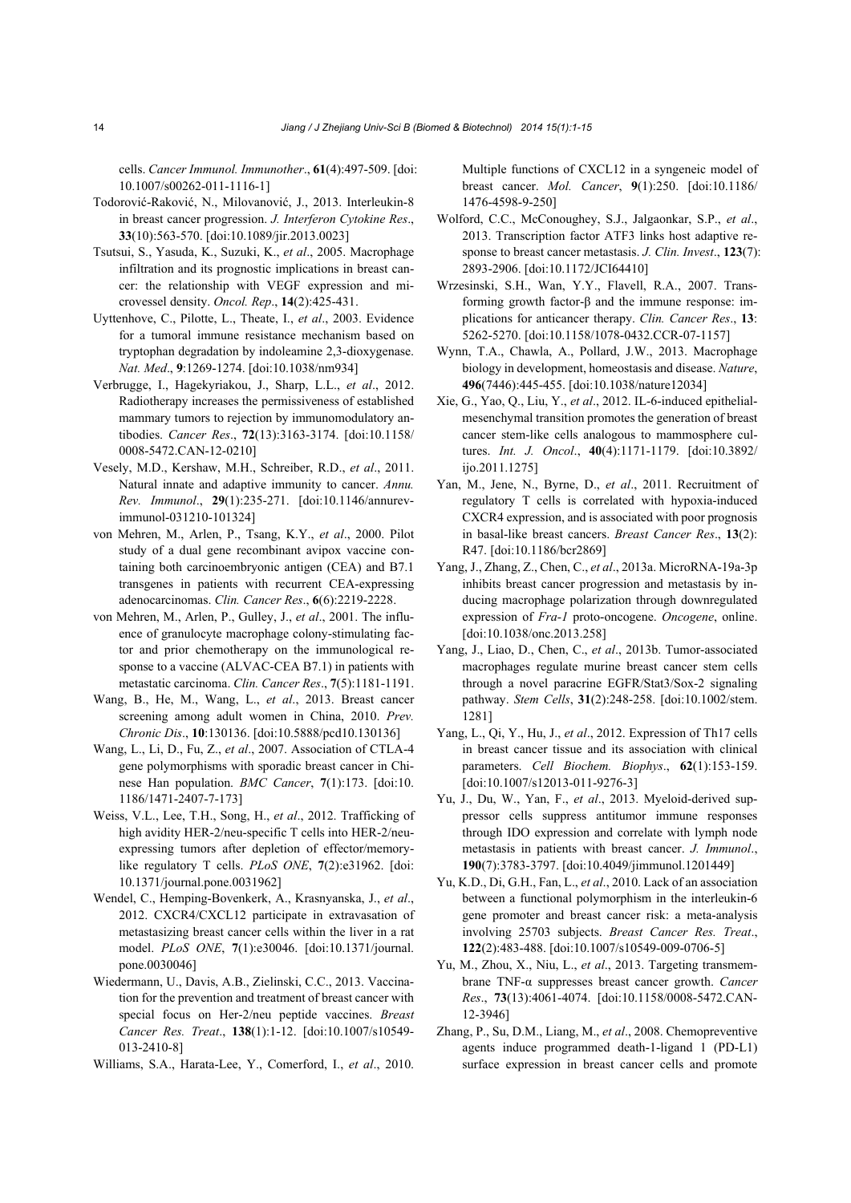cells. *Cancer Immunol. Immunother*., **61**(4):497-509. [doi: 10.1007/s00262-011-1116-1]

Todorović-Raković, N., Milovanović, J., 2013. Interleukin-8 in breast cancer progression. *J. Interferon Cytokine Res*., **33**(10):563-570. [doi:10.1089/jir.2013.0023]

Tsutsui, S., Yasuda, K., Suzuki, K., *et al*., 2005. Macrophage infiltration and its prognostic implications in breast cancer: the relationship with VEGF expression and microvessel density. *Oncol. Rep*., **14**(2):425-431.

Uyttenhove, C., Pilotte, L., Theate, I., *et al*., 2003. Evidence for a tumoral immune resistance mechanism based on tryptophan degradation by indoleamine 2,3-dioxygenase. *Nat. Med*., **9**:1269-1274. [doi:10.1038/nm934]

Verbrugge, I., Hagekyriakou, J., Sharp, L.L., *et al*., 2012. Radiotherapy increases the permissiveness of established mammary tumors to rejection by immunomodulatory antibodies. *Cancer Res*., **72**(13):3163-3174. [doi:10.1158/0008-5472.CAN-12-0210]

Vesely, M.D., Kershaw, M.H., Schreiber, R.D., *et al*., 2011. Natural innate and adaptive immunity to cancer. *Annu. Rev. Immunol*., **29**(1):235-271. [doi:10.1146/annurev-immunol-031210-101324]

von Mehren, M., Arlen, P., Tsang, K.Y., *et al*., 2000. Pilot study of a dual gene recombinant avipox vaccine containing both carcinoembryonic antigen (CEA) and B7.1 transgenes in patients with recurrent CEA-expressing adenocarcinomas. *Clin. Cancer Res*., **6**(6):2219-2228.

von Mehren, M., Arlen, P., Gulley, J., *et al*., 2001. The influence of granulocyte macrophage colony-stimulating factor and prior chemotherapy on the immunological response to a vaccine (ALVAC-CEA B7.1) in patients with metastatic carcinoma. *Clin. Cancer Res*., **7**(5):1181-1191.

Wang, B., He, M., Wang, L., *et al*., 2013. Breast cancer screening among adult women in China, 2010. *Prev. Chronic Dis*., **10**:130136. [doi:10.5888/pcd10.130136]

Wang, L., Li, D., Fu, Z., *et al*., 2007. Association of CTLA-4 gene polymorphisms with sporadic breast cancer in Chinese Han population. *BMC Cancer*, **7**(1):173. [doi:10.1186/1471-2407-7-173]

Weiss, V.L., Lee, T.H., Song, H., *et al*., 2012. Trafficking of high avidity HER-2/neu-specific T cells into HER-2/neu-expressing tumors after depletion of effector/memory-like regulatory T cells. *PLoS ONE*, **7**(2):e31962. [doi:10.1371/journal.pone.0031962]

Wendel, C., Hemping-Bovenkerk, A., Krasnyanska, J., *et al*., 2012. CXCR4/CXCL12 participate in extravasation of metastasizing breast cancer cells within the liver in a rat model. *PLoS ONE*, **7**(1):e30046. [doi:10.1371/journal.pone.0030046]

Wiedermann, U., Davis, A.B., Zielinski, C.C., 2013. Vaccination for the prevention and treatment of breast cancer with special focus on Her-2/neu peptide vaccines. *Breast Cancer Res. Treat*., **138**(1):1-12. [doi:10.1007/s10549-013-2410-8]

Williams, S.A., Harata-Lee, Y., Comerford, I., *et al*., 2010. Multiple functions of CXCL12 in a syngeneic model of breast cancer. *Mol. Cancer*, **9**(1):250. [doi:10.1186/1476-4598-9-250]

Wolford, C.C., McConoughey, S.J., Jalgaonkar, S.P., *et al*., 2013. Transcription factor ATF3 links host adaptive response to breast cancer metastasis. *J. Clin. Invest*., **123**(7):2893-2906. [doi:10.1172/JCI64410]

Wrzesinski, S.H., Wan, Y.Y., Flavell, R.A., 2007. Transforming growth factor-β and the immune response: implications for anticancer therapy. *Clin. Cancer Res*., **13**:5262-5270. [doi:10.1158/1078-0432.CCR-07-1157]

Wynn, T.A., Chawla, A., Pollard, J.W., 2013. Macrophage biology in development, homeostasis and disease. *Nature*, **496**(7446):445-455. [doi:10.1038/nature12034]

Xie, G., Yao, Q., Liu, Y., *et al*., 2012. IL-6-induced epithelial-mesenchymal transition promotes the generation of breast cancer stem-like cells analogous to mammosphere cultures. *Int. J. Oncol*., **40**(4):1171-1179. [doi:10.3892/ijo.2011.1275]

Yan, M., Jene, N., Byrne, D., *et al*., 2011. Recruitment of regulatory T cells is correlated with hypoxia-induced CXCR4 expression, and is associated with poor prognosis in basal-like breast cancers. *Breast Cancer Res*., **13**(2):R47. [doi:10.1186/bcr2869]

Yang, J., Zhang, Z., Chen, C., *et al*., 2013a. MicroRNA-19a-3p inhibits breast cancer progression and metastasis by inducing macrophage polarization through downregulated expression of *Fra-1* proto-oncogene. *Oncogene*, online. [doi:10.1038/onc.2013.258]

Yang, J., Liao, D., Chen, C., *et al*., 2013b. Tumor-associated macrophages regulate murine breast cancer stem cells through a novel paracrine EGFR/Stat3/Sox-2 signaling pathway. *Stem Cells*, **31**(2):248-258. [doi:10.1002/stem.1281]

Yang, L., Qi, Y., Hu, J., *et al*., 2012. Expression of Th17 cells in breast cancer tissue and its association with clinical parameters. *Cell Biochem. Biophys*., **62**(1):153-159. [doi:10.1007/s12013-011-9276-3]

Yu, J., Du, W., Yan, F., *et al*., 2013. Myeloid-derived suppressor cells suppress antitumor immune responses through IDO expression and correlate with lymph node metastasis in patients with breast cancer. *J. Immunol*., **190**(7):3783-3797. [doi:10.4049/jimmunol.1201449]

Yu, K.D., Di, G.H., Fan, L., *et al*., 2010. Lack of an association between a functional polymorphism in the interleukin-6 gene promoter and breast cancer risk: a meta-analysis involving 25703 subjects. *Breast Cancer Res. Treat*., **122**(2):483-488. [doi:10.1007/s10549-009-0706-5]

Yu, M., Zhou, X., Niu, L., *et al*., 2013. Targeting transmembrane TNF-α suppresses breast cancer growth. *Cancer Res*., **73**(13):4061-4074. [doi:10.1158/0008-5472.CAN-12-3946]

Zhang, P., Su, D.M., Liang, M., *et al*., 2008. Chemopreventive agents induce programmed death-1-ligand 1 (PD-L1) surface expression in breast cancer cells and promote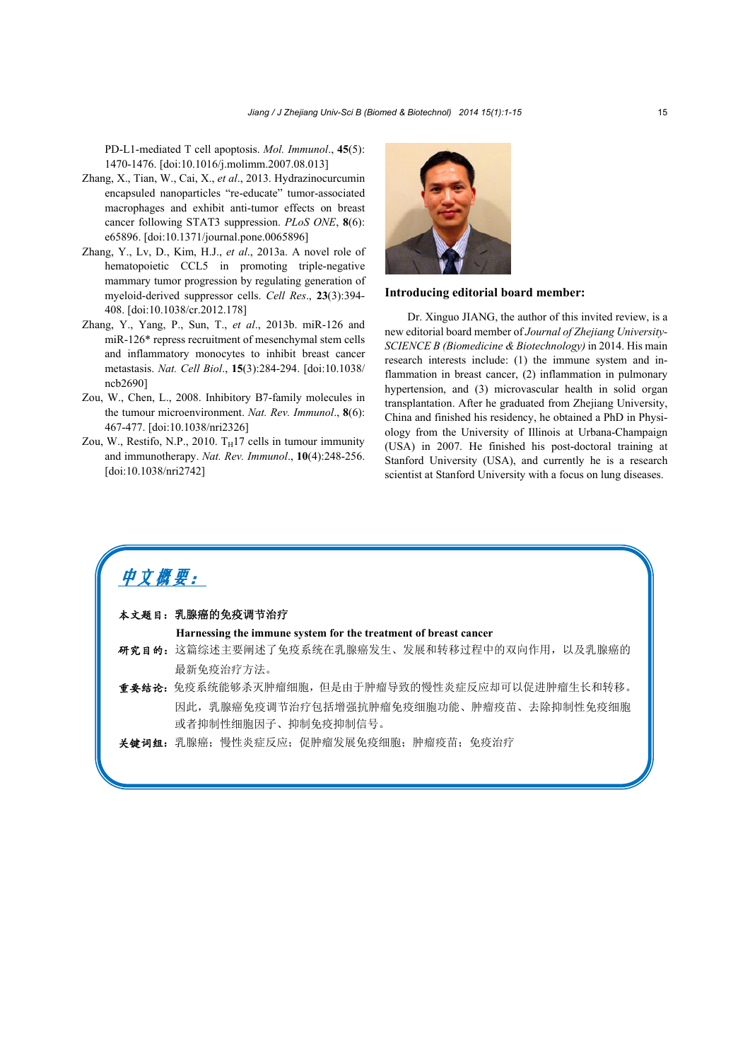PD-L1-mediated T cell apoptosis. *Mol. Immunol.*, **45**(5): 1470-1476. [doi:10.1016/j.molimm.2007.08.013]

Zhang, X., Tian, W., Cai, X., *et al.*, 2013. Hydrazinocurcumin encapsuled nanoparticles "re-educate" tumor-associated macrophages and exhibit anti-tumor effects on breast cancer following STAT3 suppression. *PLoS ONE*, **8**(6): e65896. [doi:10.1371/journal.pone.0065896]

Zhang, Y., Lv, D., Kim, H.J., *et al.*, 2013a. A novel role of hematopoietic CCL5 in promoting triple-negative mammary tumor progression by regulating generation of myeloid-derived suppressor cells. *Cell Res.*, **23**(3):394-408. [doi:10.1038/cr.2012.178]

Zhang, Y., Yang, P., Sun, T., *et al.*, 2013b. miR-126 and miR-126* repress recruitment of mesenchymal stem cells and inflammatory monocytes to inhibit breast cancer metastasis. *Nat. Cell Biol.*, **15**(3):284-294. [doi:10.1038/ncb2690]

Zou, W., Chen, L., 2008. Inhibitory B7-family molecules in the tumour microenvironment. *Nat. Rev. Immunol.*, **8**(6): 467-477. [doi:10.1038/nri2326]

Zou, W., Restifo, N.P., 2010. $T_H17$ cells in tumour immunity and immunotherapy. *Nat. Rev. Immunol.*, **10**(4):248-256. [doi:10.1038/nri2742]

**Introducing editorial board member:**

Dr. Xinguo JIANG, the author of this invited review, is a new editorial board member of *Journal of Zhejiang University-SCIENCE B (Biomedicine & Biotechnology)* in 2014. His main research interests include: (1) the immune system and inflammation in breast cancer, (2) inflammation in pulmonary hypertension, and (3) microvascular health in solid organ transplantation. After he graduated from Zhejiang University, China and finished his residency, he obtained a PhD in Physiology from the University of Illinois at Urbana-Champaign (USA) in 2007. He finished his post-doctoral training at Stanford University (USA), and currently he is a research scientist at Stanford University with a focus on lung diseases.

## 中文概要：

**本文题目：** 乳腺癌的免疫调节治疗

**Harnessing the immune system for the treatment of breast cancer**

**研究目的：** 这篇综述主要阐述了免疫系统在乳腺癌发生、发展和转移过程中的双向作用，以及乳腺癌的最新免疫治疗方法。

**重要结论：** 免疫系统能够杀灭肿瘤细胞，但是由于肿瘤导致的慢性炎症反应却可以促进肿瘤生长和转移。因此，乳腺癌免疫调节治疗包括增强抗肿瘤免疫细胞功能、肿瘤疫苗、去除抑制性免疫细胞或者抑制性细胞因子、抑制免疫抑制信号。

**关键词组：** 乳腺癌；慢性炎症反应；促肿瘤发展免疫细胞；肿瘤疫苗；免疫治疗